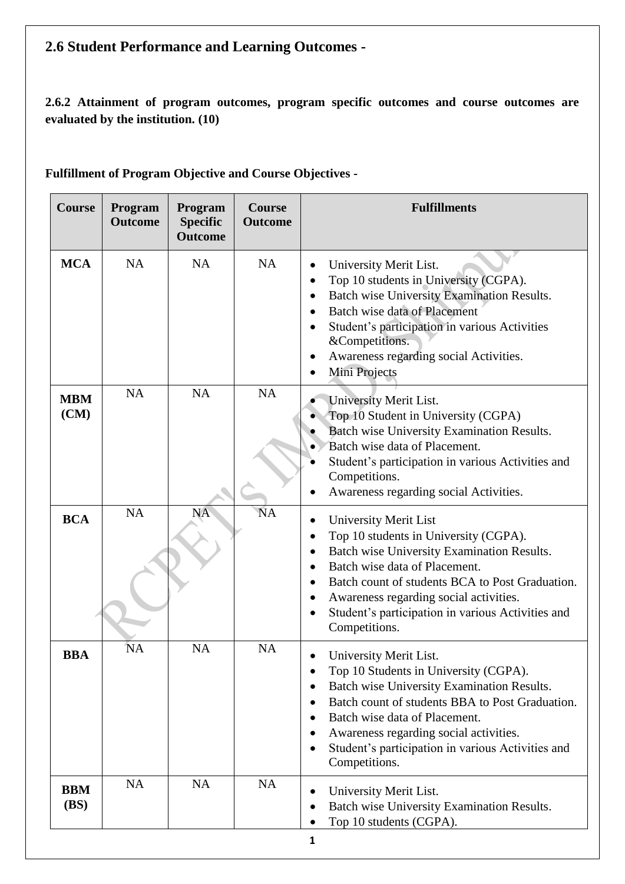## 2.6 Student Performance and Learning Outcomes -

**2.6.2 Attainment of program outcomes, program specific outcomes and course outcomes are evaluated by the institution. (10)**

**Fulfillment of Program Objective and Course Objectives -**

| Course | Program Outcome | Program Specific Outcome | Course Outcome | Fulfillments |
|---|---|---|---|---|
| **MCA** | NA | NA | NA | • University Merit List.<br>• Top 10 students in University (CGPA).<br>• Batch wise University Examination Results.<br>• Batch wise data of Placement<br>• Student's participation in various Activities &Competitions.<br>• Awareness regarding social Activities.<br>• Mini Projects |
| **MBM (CM)** | NA | NA | NA | • University Merit List.<br>• Top 10 Student in University (CGPA)<br>• Batch wise University Examination Results.<br>• Batch wise data of Placement.<br>• Student's participation in various Activities and Competitions.<br>• Awareness regarding social Activities. |
| **BCA** | NA | NA | NA | • University Merit List<br>• Top 10 students in University (CGPA).<br>• Batch wise University Examination Results.<br>• Batch wise data of Placement.<br>• Batch count of students BCA to Post Graduation.<br>• Awareness regarding social activities.<br>• Student's participation in various Activities and Competitions. |
| **BBA** | NA | NA | NA | • University Merit List.<br>• Top 10 Students in University (CGPA).<br>• Batch wise University Examination Results.<br>• Batch count of students BBA to Post Graduation.<br>• Batch wise data of Placement.<br>• Awareness regarding social activities.<br>• Student's participation in various Activities and Competitions. |
| **BBM (BS)** | NA | NA | NA | • University Merit List.<br>• Batch wise University Examination Results.<br>• Top 10 students (CGPA). |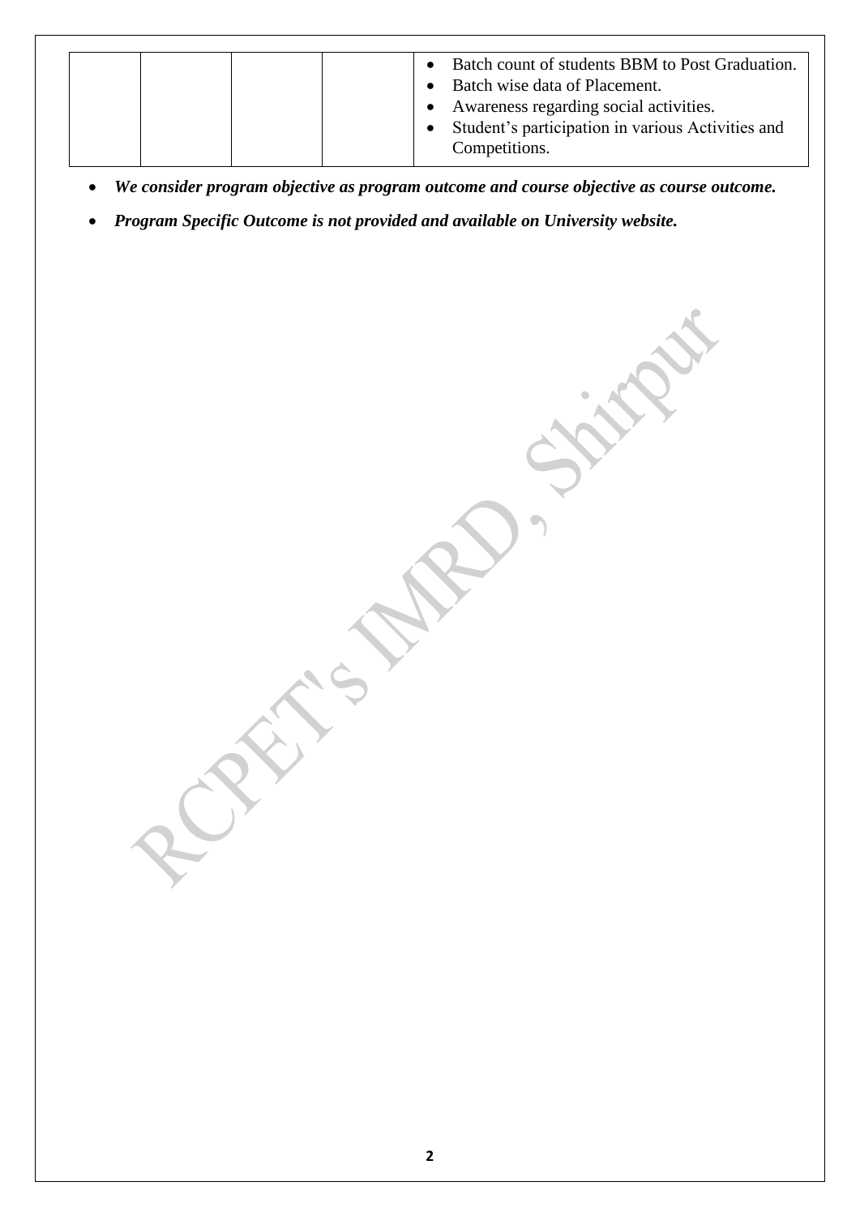|  |  |  |  | • Batch count of students BBM to Post Graduation.<br>• Batch wise data of Placement.<br>• Awareness regarding social activities.<br>• Student's participation in various Activities and Competitions. |
|---|---|---|---|---|

- ***We consider program objective as program outcome and course objective as course outcome.***
- ***Program Specific Outcome is not provided and available on University website.***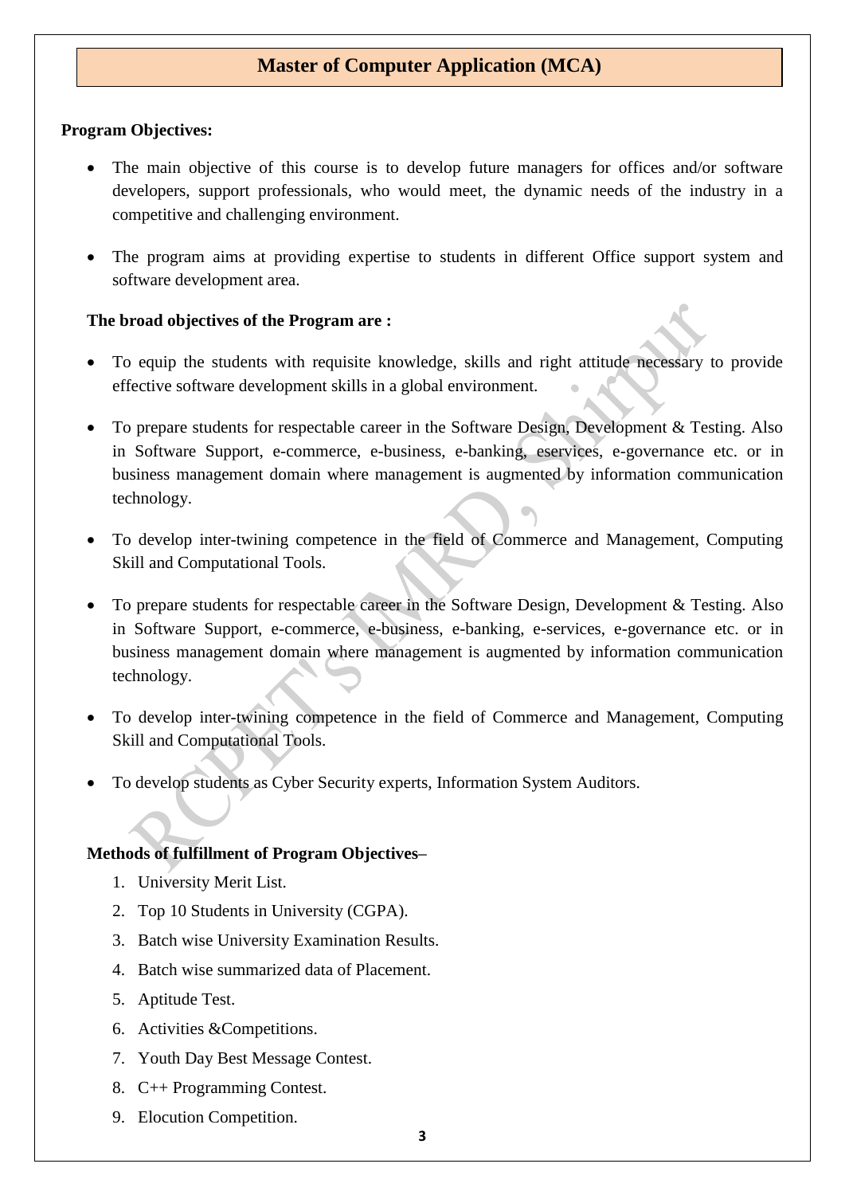# Master of Computer Application (MCA)

**Program Objectives:**

- The main objective of this course is to develop future managers for offices and/or software developers, support professionals, who would meet, the dynamic needs of the industry in a competitive and challenging environment.
- The program aims at providing expertise to students in different Office support system and software development area.

**The broad objectives of the Program are :**

- To equip the students with requisite knowledge, skills and right attitude necessary to provide effective software development skills in a global environment.
- To prepare students for respectable career in the Software Design, Development & Testing. Also in Software Support, e-commerce, e-business, e-banking, eservices, e-governance etc. or in business management domain where management is augmented by information communication technology.
- To develop inter-twining competence in the field of Commerce and Management, Computing Skill and Computational Tools.
- To prepare students for respectable career in the Software Design, Development & Testing. Also in Software Support, e-commerce, e-business, e-banking, e-services, e-governance etc. or in business management domain where management is augmented by information communication technology.
- To develop inter-twining competence in the field of Commerce and Management, Computing Skill and Computational Tools.
- To develop students as Cyber Security experts, Information System Auditors.

**Methods of fulfillment of Program Objectives–**

1. University Merit List.
2. Top 10 Students in University (CGPA).
3. Batch wise University Examination Results.
4. Batch wise summarized data of Placement.
5. Aptitude Test.
6. Activities &Competitions.
7. Youth Day Best Message Contest.
8. C++ Programming Contest.
9. Elocution Competition.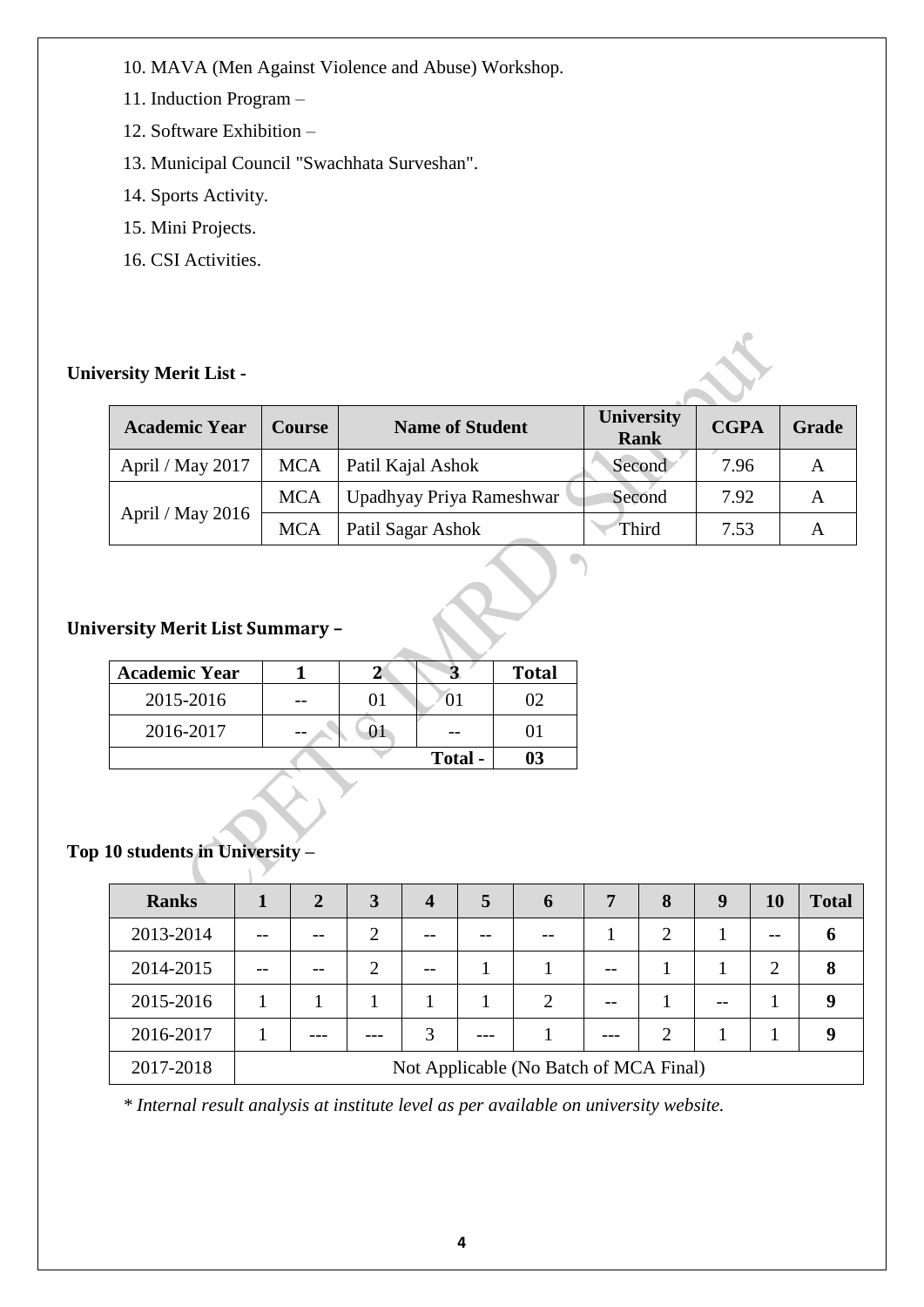10. MAVA (Men Against Violence and Abuse) Workshop.
11. Induction Program –
12. Software Exhibition –
13. Municipal Council "Swachhata Surveshan".
14. Sports Activity.
15. Mini Projects.
16. CSI Activities.

**University Merit List -**

| Academic Year | Course | Name of Student | University Rank | CGPA | Grade |
|---|---|---|---|---|---|
| April / May 2017 | MCA | Patil Kajal Ashok | Second | 7.96 | A |
| April / May 2016 | MCA | Upadhyay Priya Rameshwar | Second | 7.92 | A |
| | MCA | Patil Sagar Ashok | Third | 7.53 | A |

**University Merit List Summary –**

| Academic Year | 1 | 2 | 3 | Total |
|---|---|---|---|---|
| 2015-2016 | -- | 01 | 01 | 02 |
| 2016-2017 | -- | 01 | -- | 01 |
| | | | **Total -** | **03** |

**Top 10 students in University –**

| Ranks | 1 | 2 | 3 | 4 | 5 | 6 | 7 | 8 | 9 | 10 | Total |
|---|---|---|---|---|---|---|---|---|---|---|---|
| 2013-2014 | -- | -- | 2 | -- | -- | -- | 1 | 2 | 1 | -- | **6** |
| 2014-2015 | -- | -- | 2 | -- | 1 | 1 | -- | 1 | 1 | 2 | **8** |
| 2015-2016 | 1 | 1 | 1 | 1 | 1 | 2 | -- | 1 | -- | 1 | **9** |
| 2016-2017 | 1 | --- | --- | 3 | --- | 1 | --- | 2 | 1 | 1 | **9** |
| 2017-2018 | Not Applicable (No Batch of MCA Final) | | | | | | | | | | |

*\* Internal result analysis at institute level as per available on university website.*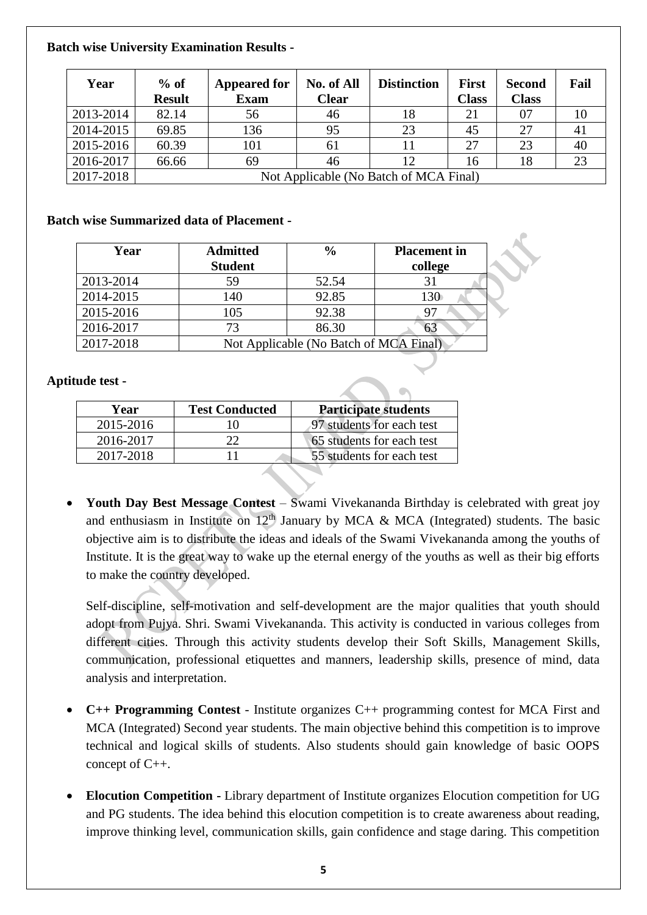**Batch wise University Examination Results -**

| Year | % of Result | Appeared for Exam | No. of All Clear | Distinction | First Class | Second Class | Fail |
|---|---|---|---|---|---|---|---|
| 2013-2014 | 82.14 | 56 | 46 | 18 | 21 | 07 | 10 |
| 2014-2015 | 69.85 | 136 | 95 | 23 | 45 | 27 | 41 |
| 2015-2016 | 60.39 | 101 | 61 | 11 | 27 | 23 | 40 |
| 2016-2017 | 66.66 | 69 | 46 | 12 | 16 | 18 | 23 |
| 2017-2018 | Not Applicable (No Batch of MCA Final) | | | | | | |

**Batch wise Summarized data of Placement -**

| Year | Admitted Student | % | Placement in college |
|---|---|---|---|
| 2013-2014 | 59 | 52.54 | 31 |
| 2014-2015 | 140 | 92.85 | 130 |
| 2015-2016 | 105 | 92.38 | 97 |
| 2016-2017 | 73 | 86.30 | 63 |
| 2017-2018 | Not Applicable (No Batch of MCA Final) | | |

**Aptitude test -**

| Year | Test Conducted | Participate students |
|---|---|---|
| 2015-2016 | 10 | 97 students for each test |
| 2016-2017 | 22 | 65 students for each test |
| 2017-2018 | 11 | 55 students for each test |

- **Youth Day Best Message Contest** – Swami Vivekananda Birthday is celebrated with great joy and enthusiasm in Institute on 12th January by MCA & MCA (Integrated) students. The basic objective aim is to distribute the ideas and ideals of the Swami Vivekananda among the youths of Institute. It is the great way to wake up the eternal energy of the youths as well as their big efforts to make the country developed.

  Self-discipline, self-motivation and self-development are the major qualities that youth should adopt from Pujya. Shri. Swami Vivekananda. This activity is conducted in various colleges from different cities. Through this activity students develop their Soft Skills, Management Skills, communication, professional etiquettes and manners, leadership skills, presence of mind, data analysis and interpretation.

- **C++ Programming Contest** - Institute organizes C++ programming contest for MCA First and MCA (Integrated) Second year students. The main objective behind this competition is to improve technical and logical skills of students. Also students should gain knowledge of basic OOPS concept of C++.

- **Elocution Competition -** Library department of Institute organizes Elocution competition for UG and PG students. The idea behind this elocution competition is to create awareness about reading, improve thinking level, communication skills, gain confidence and stage daring. This competition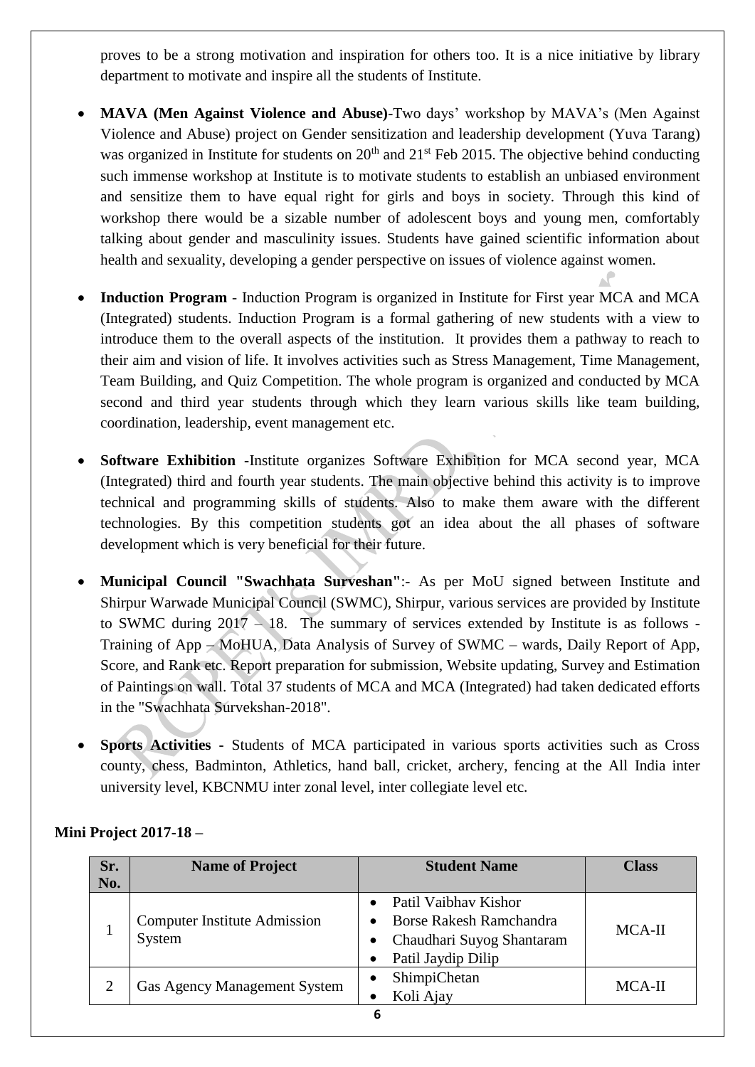proves to be a strong motivation and inspiration for others too. It is a nice initiative by library department to motivate and inspire all the students of Institute.

- **MAVA (Men Against Violence and Abuse)**-Two days' workshop by MAVA's (Men Against Violence and Abuse) project on Gender sensitization and leadership development (Yuva Tarang) was organized in Institute for students on 20th and 21st Feb 2015. The objective behind conducting such immense workshop at Institute is to motivate students to establish an unbiased environment and sensitize them to have equal right for girls and boys in society. Through this kind of workshop there would be a sizable number of adolescent boys and young men, comfortably talking about gender and masculinity issues. Students have gained scientific information about health and sexuality, developing a gender perspective on issues of violence against women.

- **Induction Program** - Induction Program is organized in Institute for First year MCA and MCA (Integrated) students. Induction Program is a formal gathering of new students with a view to introduce them to the overall aspects of the institution. It provides them a pathway to reach to their aim and vision of life. It involves activities such as Stress Management, Time Management, Team Building, and Quiz Competition. The whole program is organized and conducted by MCA second and third year students through which they learn various skills like team building, coordination, leadership, event management etc.

- **Software Exhibition** -Institute organizes Software Exhibition for MCA second year, MCA (Integrated) third and fourth year students. The main objective behind this activity is to improve technical and programming skills of students. Also to make them aware with the different technologies. By this competition students got an idea about the all phases of software development which is very beneficial for their future.

- **Municipal Council "Swachhata Surveshan"**:- As per MoU signed between Institute and Shirpur Warwade Municipal Council (SWMC), Shirpur, various services are provided by Institute to SWMC during 2017 – 18. The summary of services extended by Institute is as follows - Training of App – MoHUA, Data Analysis of Survey of SWMC – wards, Daily Report of App, Score, and Rank etc. Report preparation for submission, Website updating, Survey and Estimation of Paintings on wall. Total 37 students of MCA and MCA (Integrated) had taken dedicated efforts in the "Swachhata Survekshan-2018".

- **Sports Activities** - Students of MCA participated in various sports activities such as Cross county, chess, Badminton, Athletics, hand ball, cricket, archery, fencing at the All India inter university level, KBCNMU inter zonal level, inter collegiate level etc.

**Mini Project 2017-18 –**

| Sr. No. | Name of Project | Student Name | Class |
|---|---|---|---|
| 1 | Computer Institute Admission System | • Patil Vaibhav Kishor<br>• Borse Rakesh Ramchandra<br>• Chaudhari Suyog Shantaram<br>• Patil Jaydip Dilip | MCA-II |
| 2 | Gas Agency Management System | • ShimpiChetan<br>• Koli Ajay | MCA-II |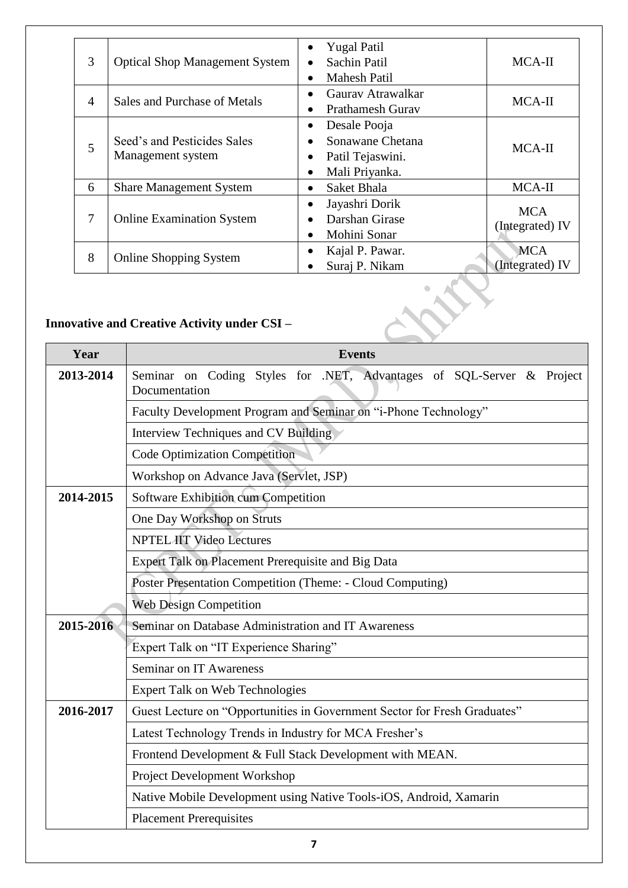| 3 | Optical Shop Management System | • Yugal Patil<br>• Sachin Patil<br>• Mahesh Patil | MCA-II |
|---|---|---|---|
| 4 | Sales and Purchase of Metals | • Gaurav Atrawalkar<br>• Prathamesh Gurav | MCA-II |
| 5 | Seed's and Pesticides Sales Management system | • Desale Pooja<br>• Sonawane Chetana<br>• Patil Tejaswini.<br>• Mali Priyanka. | MCA-II |
| 6 | Share Management System | • Saket Bhala | MCA-II |
| 7 | Online Examination System | • Jayashri Dorik<br>• Darshan Girase<br>• Mohini Sonar | MCA (Integrated) IV |
| 8 | Online Shopping System | • Kajal P. Pawar.<br>• Suraj P. Nikam | MCA (Integrated) IV |

**Innovative and Creative Activity under CSI –**

| Year | Events |
|---|---|
| 2013-2014 | Seminar on Coding Styles for .NET, Advantages of SQL-Server & Project Documentation |
| | Faculty Development Program and Seminar on "i-Phone Technology" |
| | Interview Techniques and CV Building |
| | Code Optimization Competition |
| | Workshop on Advance Java (Servlet, JSP) |
| 2014-2015 | Software Exhibition cum Competition |
| | One Day Workshop on Struts |
| | NPTEL IIT Video Lectures |
| | Expert Talk on Placement Prerequisite and Big Data |
| | Poster Presentation Competition (Theme: - Cloud Computing) |
| | Web Design Competition |
| 2015-2016 | Seminar on Database Administration and IT Awareness |
| | Expert Talk on "IT Experience Sharing" |
| | Seminar on IT Awareness |
| | Expert Talk on Web Technologies |
| 2016-2017 | Guest Lecture on "Opportunities in Government Sector for Fresh Graduates" |
| | Latest Technology Trends in Industry for MCA Fresher's |
| | Frontend Development & Full Stack Development with MEAN. |
| | Project Development Workshop |
| | Native Mobile Development using Native Tools-iOS, Android, Xamarin |
| | Placement Prerequisites |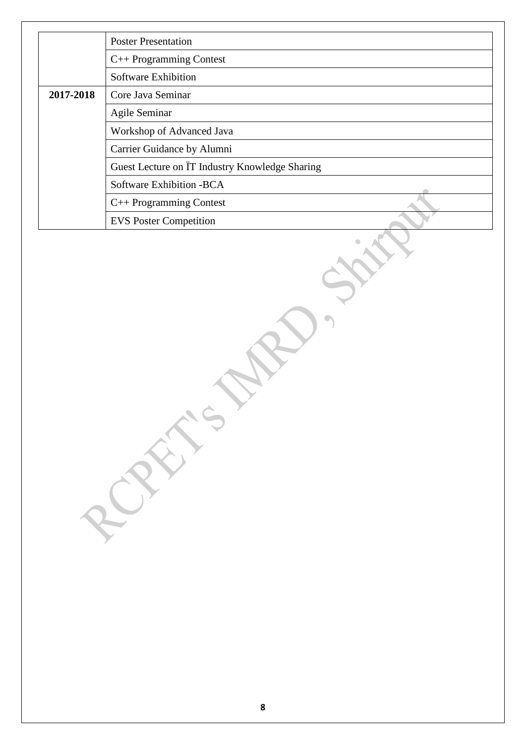| | |
|---|---|
| | Poster Presentation |
| | C++ Programming Contest |
| | Software Exhibition |
| **2017-2018** | Core Java Seminar |
| | Agile Seminar |
| | Workshop of Advanced Java |
| | Carrier Guidance by Alumni |
| | Guest Lecture on ÏT Industry Knowledge Sharing |
| | Software Exhibition -BCA |
| | C++ Programming Contest |
| | EVS Poster Competition |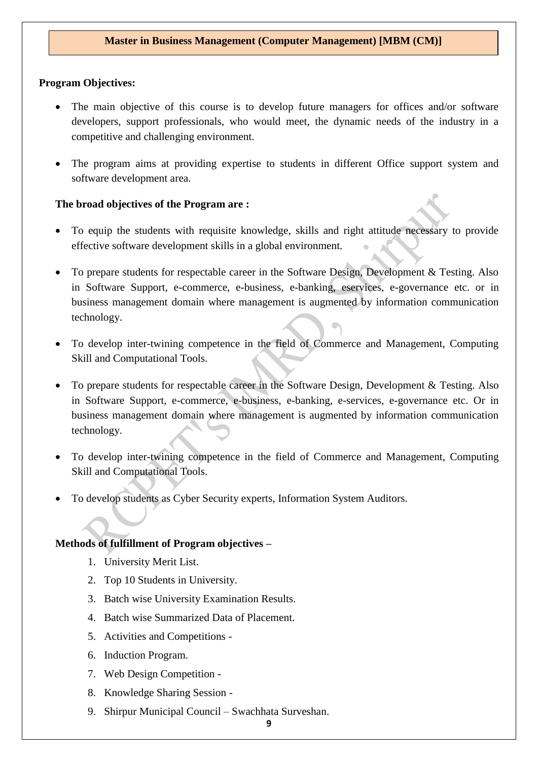## Master in Business Management (Computer Management) [MBM (CM)]

**Program Objectives:**

- The main objective of this course is to develop future managers for offices and/or software developers, support professionals, who would meet, the dynamic needs of the industry in a competitive and challenging environment.
- The program aims at providing expertise to students in different Office support system and software development area.

**The broad objectives of the Program are :**

- To equip the students with requisite knowledge, skills and right attitude necessary to provide effective software development skills in a global environment.
- To prepare students for respectable career in the Software Design, Development & Testing. Also in Software Support, e-commerce, e-business, e-banking, eservices, e-governance etc. or in business management domain where management is augmented by information communication technology.
- To develop inter-twining competence in the field of Commerce and Management, Computing Skill and Computational Tools.
- To prepare students for respectable career in the Software Design, Development & Testing. Also in Software Support, e-commerce, e-business, e-banking, e-services, e-governance etc. Or in business management domain where management is augmented by information communication technology.
- To develop inter-twining competence in the field of Commerce and Management, Computing Skill and Computational Tools.
- To develop students as Cyber Security experts, Information System Auditors.

**Methods of fulfillment of Program objectives –**

1. University Merit List.
2. Top 10 Students in University.
3. Batch wise University Examination Results.
4. Batch wise Summarized Data of Placement.
5. Activities and Competitions -
6. Induction Program.
7. Web Design Competition -
8. Knowledge Sharing Session -
9. Shirpur Municipal Council – Swachhata Surveshan.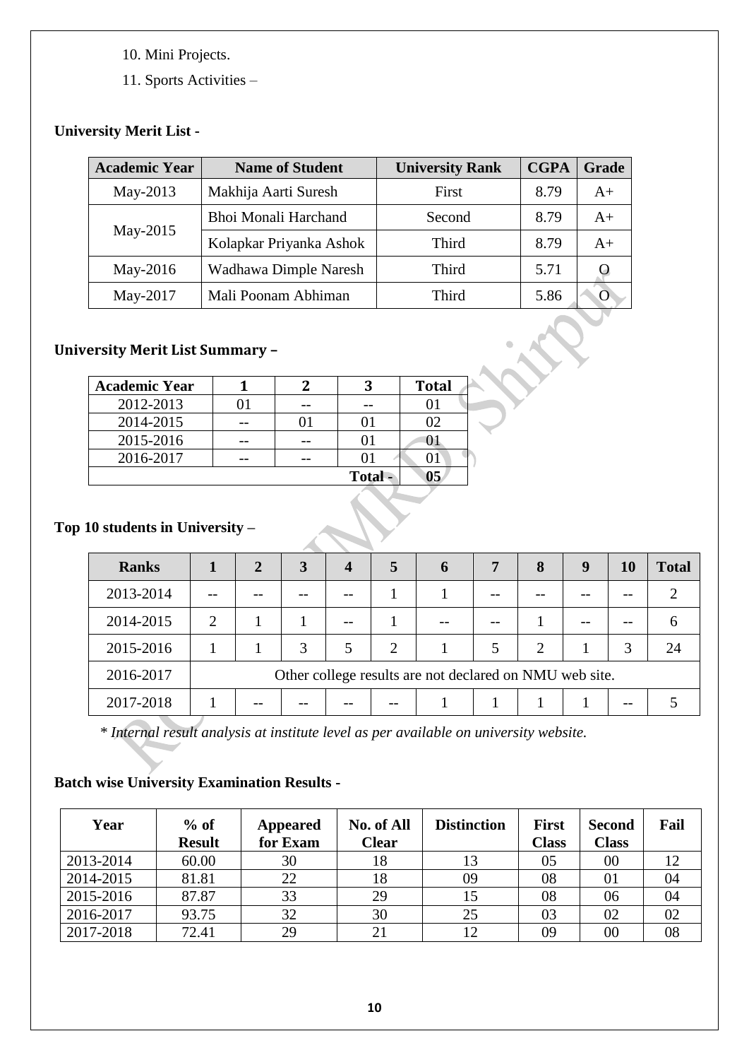10. Mini Projects.
11. Sports Activities –

**University Merit List -**

| Academic Year | Name of Student | University Rank | CGPA | Grade |
|---|---|---|---|---|
| May-2013 | Makhija Aarti Suresh | First | 8.79 | A+ |
| May-2015 | Bhoi Monali Harchand | Second | 8.79 | A+ |
| | Kolapkar Priyanka Ashok | Third | 8.79 | A+ |
| May-2016 | Wadhawa Dimple Naresh | Third | 5.71 | O |
| May-2017 | Mali Poonam Abhiman | Third | 5.86 | O |

**University Merit List Summary –**

| Academic Year | 1 | 2 | 3 | Total |
|---|---|---|---|---|
| 2012-2013 | 01 | -- | -- | 01 |
| 2014-2015 | -- | 01 | 01 | 02 |
| 2015-2016 | -- | -- | 01 | 01 |
| 2016-2017 | -- | -- | 01 | 01 |
| | | | Total - | 05 |

**Top 10 students in University –**

| Ranks | 1 | 2 | 3 | 4 | 5 | 6 | 7 | 8 | 9 | 10 | Total |
|---|---|---|---|---|---|---|---|---|---|---|---|
| 2013-2014 | -- | -- | -- | -- | 1 | 1 | -- | -- | -- | -- | 2 |
| 2014-2015 | 2 | 1 | 1 | -- | 1 | -- | -- | 1 | -- | -- | 6 |
| 2015-2016 | 1 | 1 | 3 | 5 | 2 | 1 | 5 | 2 | 1 | 3 | 24 |
| 2016-2017 | Other college results are not declared on NMU web site. | | | | | | | | | | |
| 2017-2018 | 1 | -- | -- | -- | -- | 1 | 1 | 1 | 1 | -- | 5 |

*\* Internal result analysis at institute level as per available on university website.*

**Batch wise University Examination Results -**

| Year | % of Result | Appeared for Exam | No. of All Clear | Distinction | First Class | Second Class | Fail |
|---|---|---|---|---|---|---|---|
| 2013-2014 | 60.00 | 30 | 18 | 13 | 05 | 00 | 12 |
| 2014-2015 | 81.81 | 22 | 18 | 09 | 08 | 01 | 04 |
| 2015-2016 | 87.87 | 33 | 29 | 15 | 08 | 06 | 04 |
| 2016-2017 | 93.75 | 32 | 30 | 25 | 03 | 02 | 02 |
| 2017-2018 | 72.41 | 29 | 21 | 12 | 09 | 00 | 08 |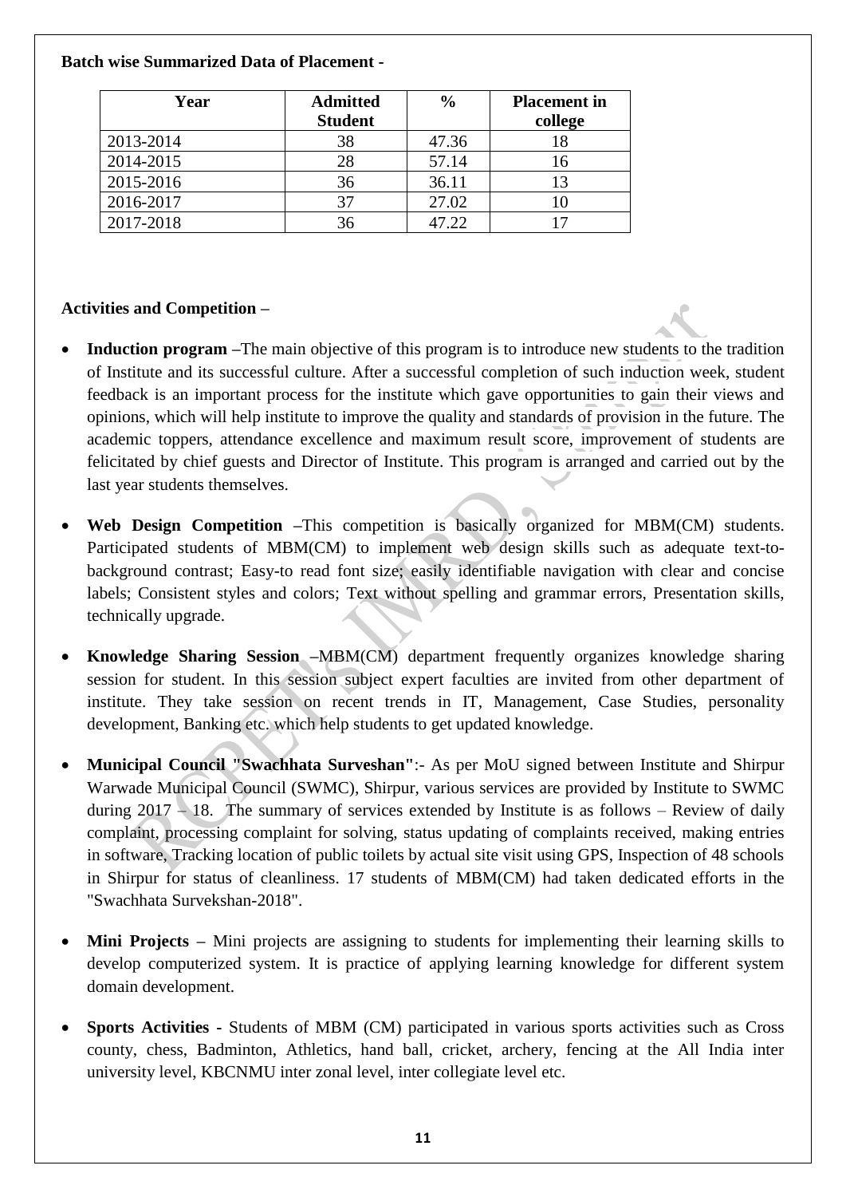**Batch wise Summarized Data of Placement -**

| Year | Admitted Student | % | Placement in college |
|---|---|---|---|
| 2013-2014 | 38 | 47.36 | 18 |
| 2014-2015 | 28 | 57.14 | 16 |
| 2015-2016 | 36 | 36.11 | 13 |
| 2016-2017 | 37 | 27.02 | 10 |
| 2017-2018 | 36 | 47.22 | 17 |

**Activities and Competition –**

- **Induction program –**The main objective of this program is to introduce new students to the tradition of Institute and its successful culture. After a successful completion of such induction week, student feedback is an important process for the institute which gave opportunities to gain their views and opinions, which will help institute to improve the quality and standards of provision in the future. The academic toppers, attendance excellence and maximum result score, improvement of students are felicitated by chief guests and Director of Institute. This program is arranged and carried out by the last year students themselves.

- **Web Design Competition –**This competition is basically organized for MBM(CM) students. Participated students of MBM(CM) to implement web design skills such as adequate text-to-background contrast; Easy-to read font size; easily identifiable navigation with clear and concise labels; Consistent styles and colors; Text without spelling and grammar errors, Presentation skills, technically upgrade.

- **Knowledge Sharing Session –**MBM(CM) department frequently organizes knowledge sharing session for student. In this session subject expert faculties are invited from other department of institute. They take session on recent trends in IT, Management, Case Studies, personality development, Banking etc. which help students to get updated knowledge.

- **Municipal Council "Swachhata Surveshan"**:- As per MoU signed between Institute and Shirpur Warwade Municipal Council (SWMC), Shirpur, various services are provided by Institute to SWMC during 2017 – 18. The summary of services extended by Institute is as follows – Review of daily complaint, processing complaint for solving, status updating of complaints received, making entries in software, Tracking location of public toilets by actual site visit using GPS, Inspection of 48 schools in Shirpur for status of cleanliness. 17 students of MBM(CM) had taken dedicated efforts in the "Swachhata Survekshan-2018".

- **Mini Projects –** Mini projects are assigning to students for implementing their learning skills to develop computerized system. It is practice of applying learning knowledge for different system domain development.

- **Sports Activities -** Students of MBM (CM) participated in various sports activities such as Cross county, chess, Badminton, Athletics, hand ball, cricket, archery, fencing at the All India inter university level, KBCNMU inter zonal level, inter collegiate level etc.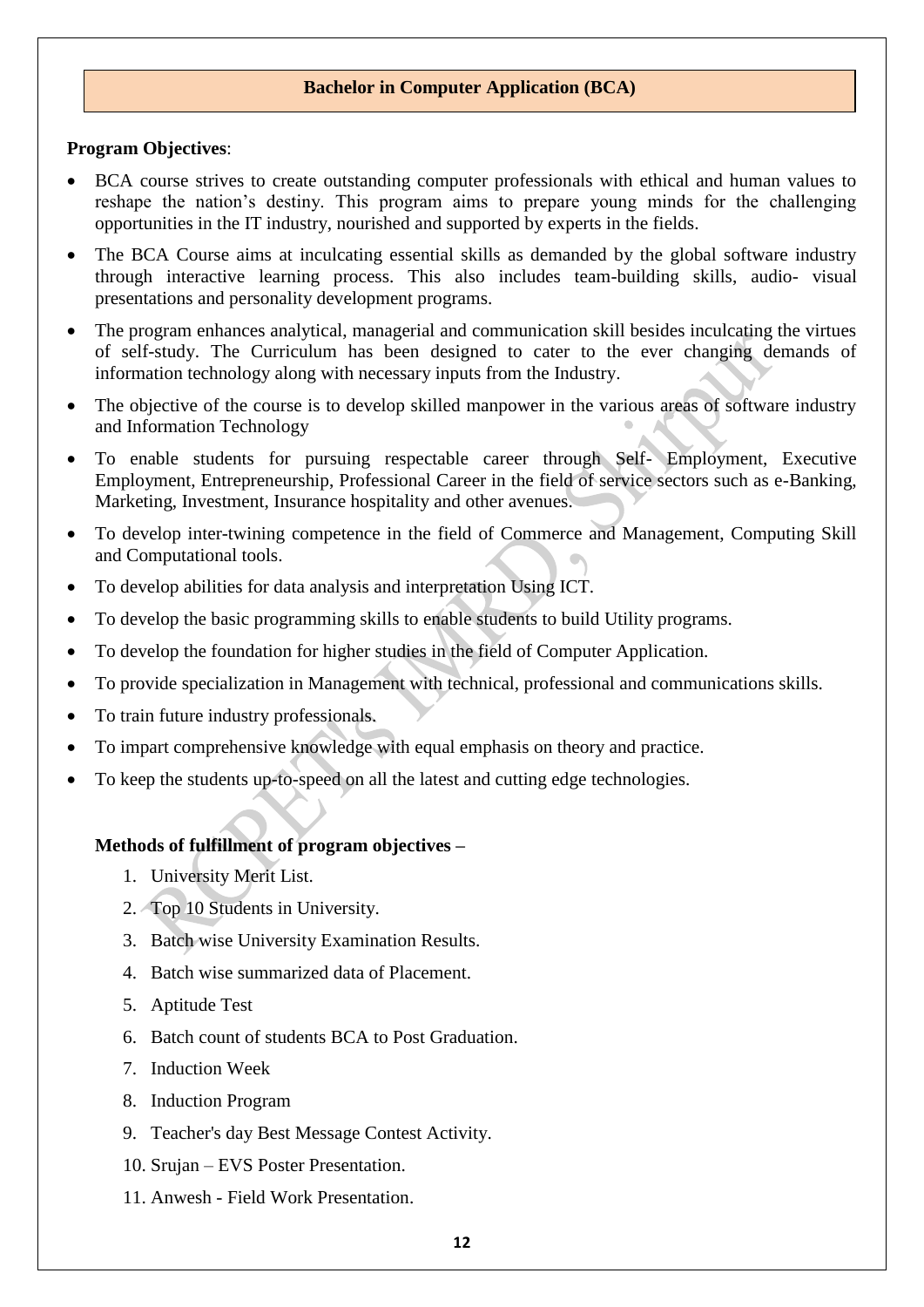## Bachelor in Computer Application (BCA)

**Program Objectives**:

- BCA course strives to create outstanding computer professionals with ethical and human values to reshape the nation's destiny. This program aims to prepare young minds for the challenging opportunities in the IT industry, nourished and supported by experts in the fields.
- The BCA Course aims at inculcating essential skills as demanded by the global software industry through interactive learning process. This also includes team-building skills, audio- visual presentations and personality development programs.
- The program enhances analytical, managerial and communication skill besides inculcating the virtues of self-study. The Curriculum has been designed to cater to the ever changing demands of information technology along with necessary inputs from the Industry.
- The objective of the course is to develop skilled manpower in the various areas of software industry and Information Technology
- To enable students for pursuing respectable career through Self- Employment, Executive Employment, Entrepreneurship, Professional Career in the field of service sectors such as e-Banking, Marketing, Investment, Insurance hospitality and other avenues.
- To develop inter-twining competence in the field of Commerce and Management, Computing Skill and Computational tools.
- To develop abilities for data analysis and interpretation Using ICT.
- To develop the basic programming skills to enable students to build Utility programs.
- To develop the foundation for higher studies in the field of Computer Application.
- To provide specialization in Management with technical, professional and communications skills.
- To train future industry professionals.
- To impart comprehensive knowledge with equal emphasis on theory and practice.
- To keep the students up-to-speed on all the latest and cutting edge technologies.

**Methods of fulfillment of program objectives –**

1. University Merit List.
2. Top 10 Students in University.
3. Batch wise University Examination Results.
4. Batch wise summarized data of Placement.
5. Aptitude Test
6. Batch count of students BCA to Post Graduation.
7. Induction Week
8. Induction Program
9. Teacher's day Best Message Contest Activity.
10. Srujan – EVS Poster Presentation.
11. Anwesh - Field Work Presentation.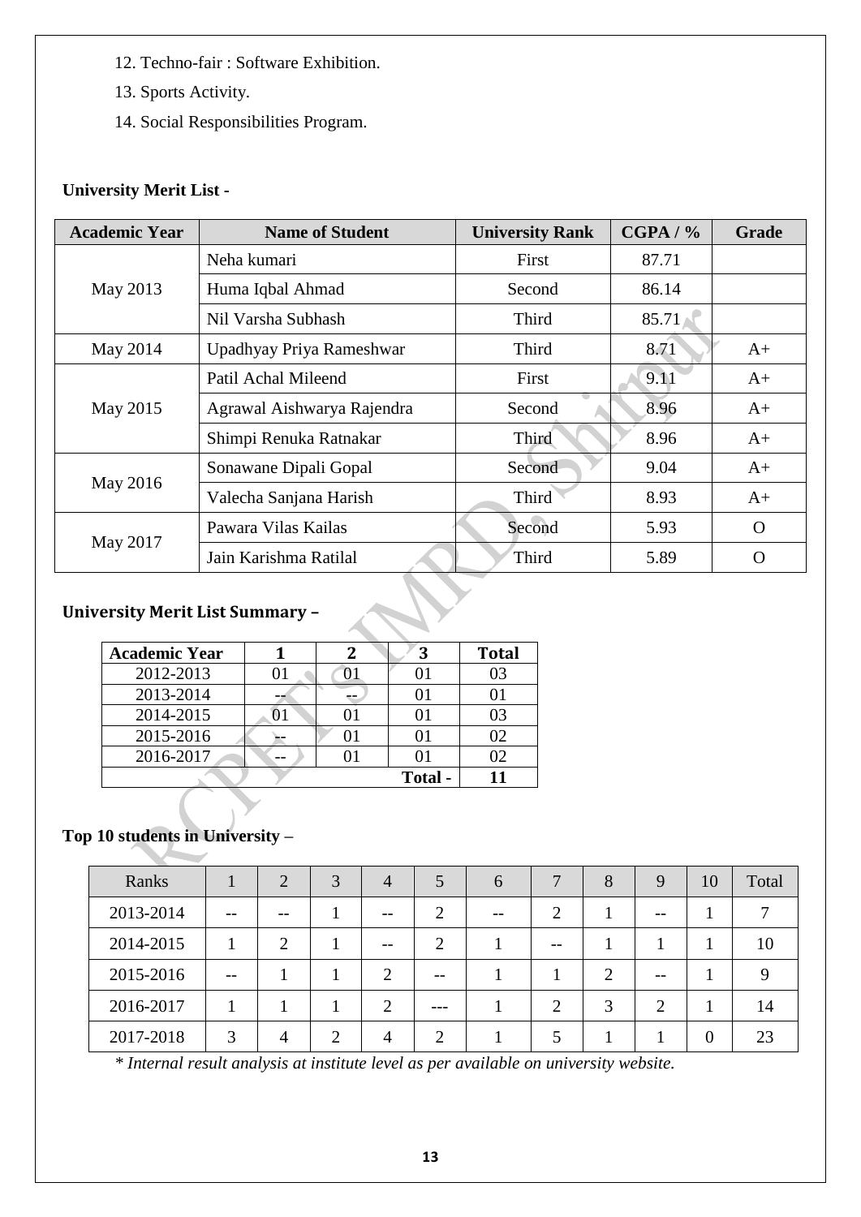12. Techno-fair : Software Exhibition.
13. Sports Activity.
14. Social Responsibilities Program.

**University Merit List -**

| Academic Year | Name of Student | University Rank | CGPA / % | Grade |
|---|---|---|---|---|
| May 2013 | Neha kumari | First | 87.71 | |
| | Huma Iqbal Ahmad | Second | 86.14 | |
| | Nil Varsha Subhash | Third | 85.71 | |
| May 2014 | Upadhyay Priya Rameshwar | Third | 8.71 | A+ |
| May 2015 | Patil Achal Mileend | First | 9.11 | A+ |
| | Agrawal Aishwarya Rajendra | Second | 8.96 | A+ |
| | Shimpi Renuka Ratnakar | Third | 8.96 | A+ |
| May 2016 | Sonawane Dipali Gopal | Second | 9.04 | A+ |
| | Valecha Sanjana Harish | Third | 8.93 | A+ |
| May 2017 | Pawara Vilas Kailas | Second | 5.93 | O |
| | Jain Karishma Ratilal | Third | 5.89 | O |

**University Merit List Summary –**

| Academic Year | 1 | 2 | 3 | Total |
|---|---|---|---|---|
| 2012-2013 | 01 | 01 | 01 | 03 |
| 2013-2014 | -- | -- | 01 | 01 |
| 2014-2015 | 01 | 01 | 01 | 03 |
| 2015-2016 | -- | 01 | 01 | 02 |
| 2016-2017 | -- | 01 | 01 | 02 |
| | | | Total - | 11 |

**Top 10 students in University –**

| Ranks | 1 | 2 | 3 | 4 | 5 | 6 | 7 | 8 | 9 | 10 | Total |
|---|---|---|---|---|---|---|---|---|---|---|---|
| 2013-2014 | -- | -- | 1 | -- | 2 | -- | 2 | 1 | -- | 1 | 7 |
| 2014-2015 | 1 | 2 | 1 | -- | 2 | 1 | -- | 1 | 1 | 1 | 10 |
| 2015-2016 | -- | 1 | 1 | 2 | -- | 1 | 1 | 2 | -- | 1 | 9 |
| 2016-2017 | 1 | 1 | 1 | 2 | --- | 1 | 2 | 3 | 2 | 1 | 14 |
| 2017-2018 | 3 | 4 | 2 | 4 | 2 | 1 | 5 | 1 | 1 | 0 | 23 |

*\* Internal result analysis at institute level as per available on university website.*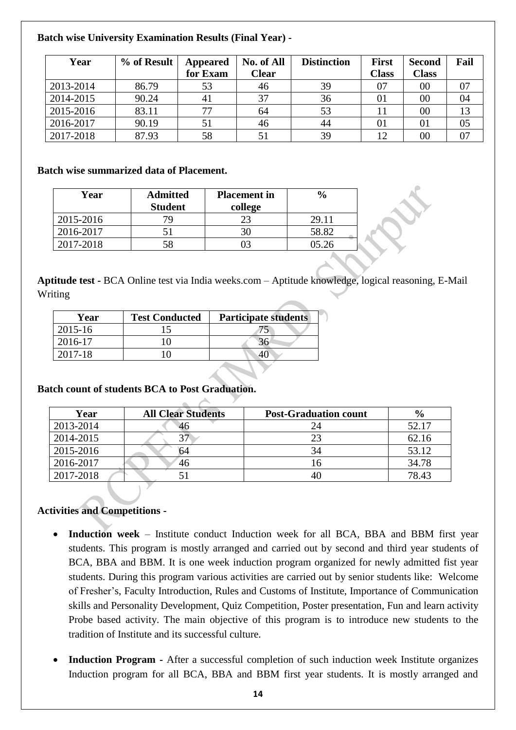**Batch wise University Examination Results (Final Year) -**

| Year | % of Result | Appeared for Exam | No. of All Clear | Distinction | First Class | Second Class | Fail |
|---|---|---|---|---|---|---|---|
| 2013-2014 | 86.79 | 53 | 46 | 39 | 07 | 00 | 07 |
| 2014-2015 | 90.24 | 41 | 37 | 36 | 01 | 00 | 04 |
| 2015-2016 | 83.11 | 77 | 64 | 53 | 11 | 00 | 13 |
| 2016-2017 | 90.19 | 51 | 46 | 44 | 01 | 01 | 05 |
| 2017-2018 | 87.93 | 58 | 51 | 39 | 12 | 00 | 07 |

**Batch wise summarized data of Placement.**

| Year | Admitted Student | Placement in college | % |
|---|---|---|---|
| 2015-2016 | 79 | 23 | 29.11 |
| 2016-2017 | 51 | 30 | 58.82 |
| 2017-2018 | 58 | 03 | 05.26 |

**Aptitude test -** BCA Online test via India weeks.com – Aptitude knowledge, logical reasoning, E-Mail Writing

| Year | Test Conducted | Participate students |
|---|---|---|
| 2015-16 | 15 | 75 |
| 2016-17 | 10 | 36 |
| 2017-18 | 10 | 40 |

**Batch count of students BCA to Post Graduation.**

| Year | All Clear Students | Post-Graduation count | % |
|---|---|---|---|
| 2013-2014 | 46 | 24 | 52.17 |
| 2014-2015 | 37 | 23 | 62.16 |
| 2015-2016 | 64 | 34 | 53.12 |
| 2016-2017 | 46 | 16 | 34.78 |
| 2017-2018 | 51 | 40 | 78.43 |

**Activities and Competitions -**

- **Induction week** – Institute conduct Induction week for all BCA, BBA and BBM first year students. This program is mostly arranged and carried out by second and third year students of BCA, BBA and BBM. It is one week induction program organized for newly admitted fist year students. During this program various activities are carried out by senior students like: Welcome of Fresher's, Faculty Introduction, Rules and Customs of Institute, Importance of Communication skills and Personality Development, Quiz Competition, Poster presentation, Fun and learn activity Probe based activity. The main objective of this program is to introduce new students to the tradition of Institute and its successful culture.
- **Induction Program -** After a successful completion of such induction week Institute organizes Induction program for all BCA, BBA and BBM first year students. It is mostly arranged and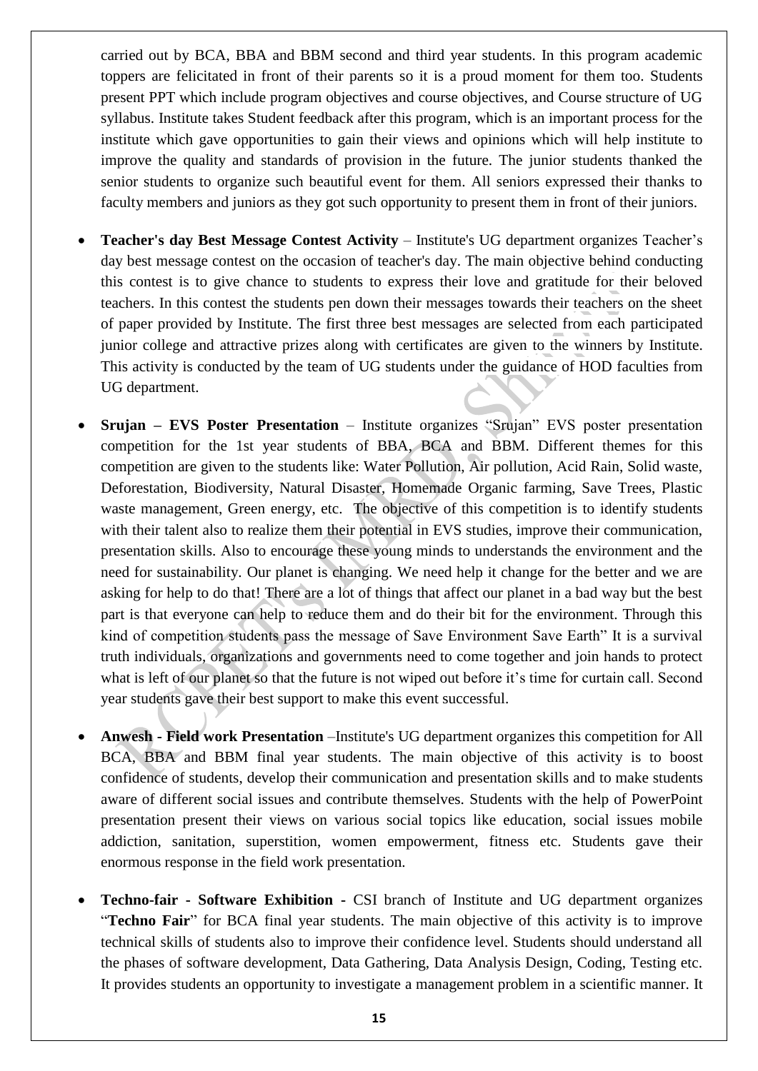carried out by BCA, BBA and BBM second and third year students. In this program academic toppers are felicitated in front of their parents so it is a proud moment for them too. Students present PPT which include program objectives and course objectives, and Course structure of UG syllabus. Institute takes Student feedback after this program, which is an important process for the institute which gave opportunities to gain their views and opinions which will help institute to improve the quality and standards of provision in the future. The junior students thanked the senior students to organize such beautiful event for them. All seniors expressed their thanks to faculty members and juniors as they got such opportunity to present them in front of their juniors.

- **Teacher's day Best Message Contest Activity** – Institute's UG department organizes Teacher's day best message contest on the occasion of teacher's day. The main objective behind conducting this contest is to give chance to students to express their love and gratitude for their beloved teachers. In this contest the students pen down their messages towards their teachers on the sheet of paper provided by Institute. The first three best messages are selected from each participated junior college and attractive prizes along with certificates are given to the winners by Institute. This activity is conducted by the team of UG students under the guidance of HOD faculties from UG department.

- **Srujan – EVS Poster Presentation** – Institute organizes "Srujan" EVS poster presentation competition for the 1st year students of BBA, BCA and BBM. Different themes for this competition are given to the students like: Water Pollution, Air pollution, Acid Rain, Solid waste, Deforestation, Biodiversity, Natural Disaster, Homemade Organic farming, Save Trees, Plastic waste management, Green energy, etc. The objective of this competition is to identify students with their talent also to realize them their potential in EVS studies, improve their communication, presentation skills. Also to encourage these young minds to understands the environment and the need for sustainability. Our planet is changing. We need help it change for the better and we are asking for help to do that! There are a lot of things that affect our planet in a bad way but the best part is that everyone can help to reduce them and do their bit for the environment. Through this kind of competition students pass the message of Save Environment Save Earth" It is a survival truth individuals, organizations and governments need to come together and join hands to protect what is left of our planet so that the future is not wiped out before it's time for curtain call. Second year students gave their best support to make this event successful.

- **Anwesh - Field work Presentation** –Institute's UG department organizes this competition for All BCA, BBA and BBM final year students. The main objective of this activity is to boost confidence of students, develop their communication and presentation skills and to make students aware of different social issues and contribute themselves. Students with the help of PowerPoint presentation present their views on various social topics like education, social issues mobile addiction, sanitation, superstition, women empowerment, fitness etc. Students gave their enormous response in the field work presentation.

- **Techno-fair - Software Exhibition -** CSI branch of Institute and UG department organizes "**Techno Fair**" for BCA final year students. The main objective of this activity is to improve technical skills of students also to improve their confidence level. Students should understand all the phases of software development, Data Gathering, Data Analysis Design, Coding, Testing etc. It provides students an opportunity to investigate a management problem in a scientific manner. It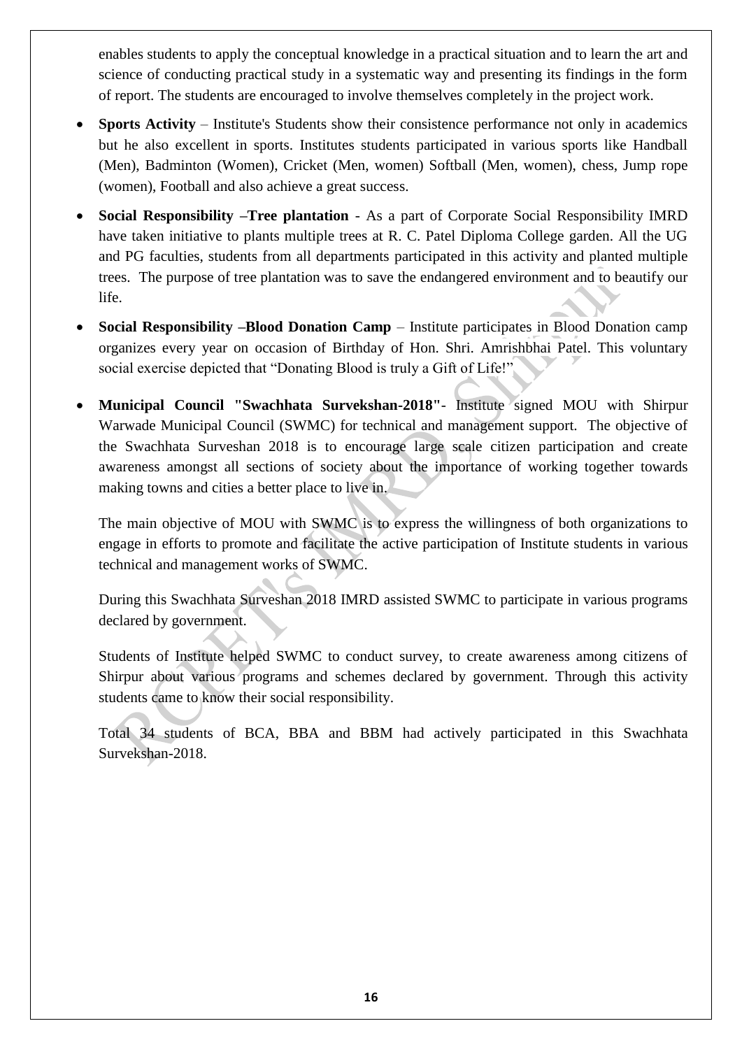enables students to apply the conceptual knowledge in a practical situation and to learn the art and science of conducting practical study in a systematic way and presenting its findings in the form of report. The students are encouraged to involve themselves completely in the project work.

- **Sports Activity** – Institute's Students show their consistence performance not only in academics but he also excellent in sports. Institutes students participated in various sports like Handball (Men), Badminton (Women), Cricket (Men, women) Softball (Men, women), chess, Jump rope (women), Football and also achieve a great success.
- **Social Responsibility –Tree plantation** - As a part of Corporate Social Responsibility IMRD have taken initiative to plants multiple trees at R. C. Patel Diploma College garden. All the UG and PG faculties, students from all departments participated in this activity and planted multiple trees. The purpose of tree plantation was to save the endangered environment and to beautify our life.
- **Social Responsibility –Blood Donation Camp** – Institute participates in Blood Donation camp organizes every year on occasion of Birthday of Hon. Shri. Amrishbhai Patel. This voluntary social exercise depicted that "Donating Blood is truly a Gift of Life!"
- **Municipal Council "Swachhata Survekshan-2018"**- Institute signed MOU with Shirpur Warwade Municipal Council (SWMC) for technical and management support. The objective of the Swachhata Surveshan 2018 is to encourage large scale citizen participation and create awareness amongst all sections of society about the importance of working together towards making towns and cities a better place to live in.

  The main objective of MOU with SWMC is to express the willingness of both organizations to engage in efforts to promote and facilitate the active participation of Institute students in various technical and management works of SWMC.

  During this Swachhata Surveshan 2018 IMRD assisted SWMC to participate in various programs declared by government.

  Students of Institute helped SWMC to conduct survey, to create awareness among citizens of Shirpur about various programs and schemes declared by government. Through this activity students came to know their social responsibility.

  Total 34 students of BCA, BBA and BBM had actively participated in this Swachhata Survekshan-2018.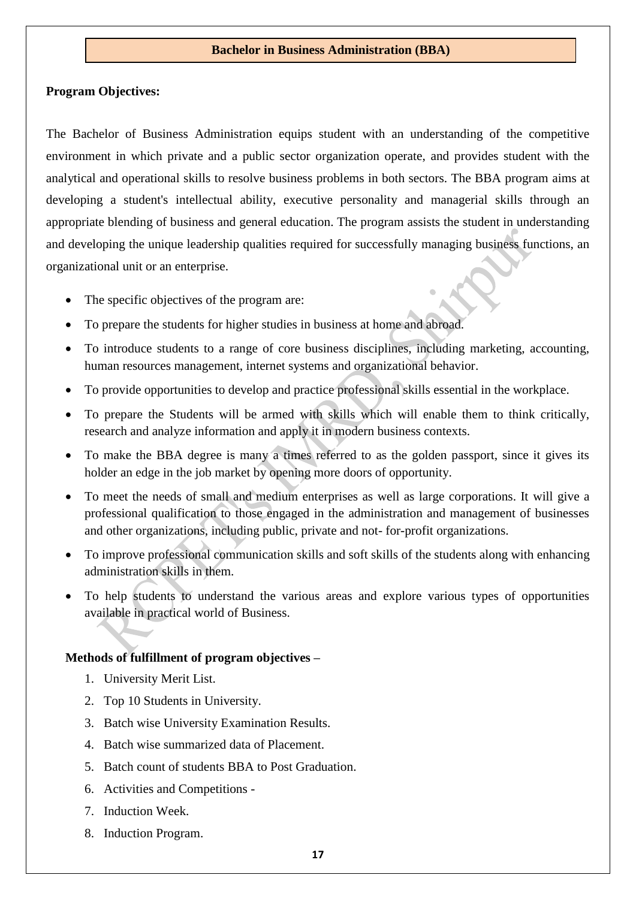## Bachelor in Business Administration (BBA)

**Program Objectives:**

The Bachelor of Business Administration equips student with an understanding of the competitive environment in which private and a public sector organization operate, and provides student with the analytical and operational skills to resolve business problems in both sectors. The BBA program aims at developing a student's intellectual ability, executive personality and managerial skills through an appropriate blending of business and general education. The program assists the student in understanding and developing the unique leadership qualities required for successfully managing business functions, an organizational unit or an enterprise.

- The specific objectives of the program are:
- To prepare the students for higher studies in business at home and abroad.
- To introduce students to a range of core business disciplines, including marketing, accounting, human resources management, internet systems and organizational behavior.
- To provide opportunities to develop and practice professional skills essential in the workplace.
- To prepare the Students will be armed with skills which will enable them to think critically, research and analyze information and apply it in modern business contexts.
- To make the BBA degree is many a times referred to as the golden passport, since it gives its holder an edge in the job market by opening more doors of opportunity.
- To meet the needs of small and medium enterprises as well as large corporations. It will give a professional qualification to those engaged in the administration and management of businesses and other organizations, including public, private and not- for-profit organizations.
- To improve professional communication skills and soft skills of the students along with enhancing administration skills in them.
- To help students to understand the various areas and explore various types of opportunities available in practical world of Business.

**Methods of fulfillment of program objectives –**

1. University Merit List.
2. Top 10 Students in University.
3. Batch wise University Examination Results.
4. Batch wise summarized data of Placement.
5. Batch count of students BBA to Post Graduation.
6. Activities and Competitions -
7. Induction Week.
8. Induction Program.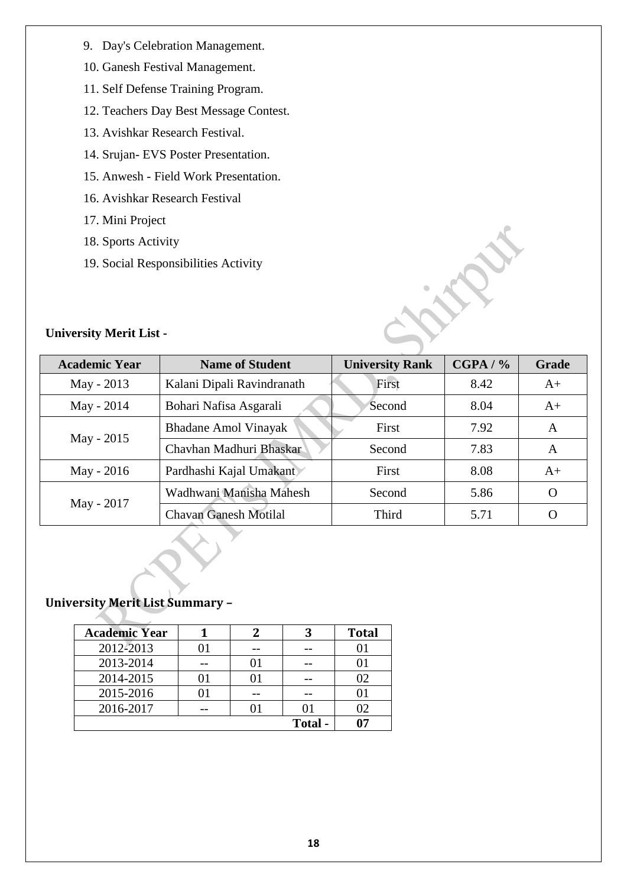9. Day's Celebration Management.
10. Ganesh Festival Management.
11. Self Defense Training Program.
12. Teachers Day Best Message Contest.
13. Avishkar Research Festival.
14. Srujan- EVS Poster Presentation.
15. Anwesh - Field Work Presentation.
16. Avishkar Research Festival
17. Mini Project
18. Sports Activity
19. Social Responsibilities Activity

**University Merit List -**

| Academic Year | Name of Student | University Rank | CGPA / % | Grade |
|---|---|---|---|---|
| May - 2013 | Kalani Dipali Ravindranath | First | 8.42 | A+ |
| May - 2014 | Bohari Nafisa Asgarali | Second | 8.04 | A+ |
| May - 2015 | Bhadane Amol Vinayak | First | 7.92 | A |
| | Chavhan Madhuri Bhaskar | Second | 7.83 | A |
| May - 2016 | Pardhashi Kajal Umakant | First | 8.08 | A+ |
| May - 2017 | Wadhwani Manisha Mahesh | Second | 5.86 | O |
| | Chavan Ganesh Motilal | Third | 5.71 | O |

**University Merit List Summary –**

| Academic Year | 1 | 2 | 3 | Total |
|---|---|---|---|---|
| 2012-2013 | 01 | -- | -- | 01 |
| 2013-2014 | -- | 01 | -- | 01 |
| 2014-2015 | 01 | 01 | -- | 02 |
| 2015-2016 | 01 | -- | -- | 01 |
| 2016-2017 | -- | 01 | 01 | 02 |
| | | | **Total -** | **07** |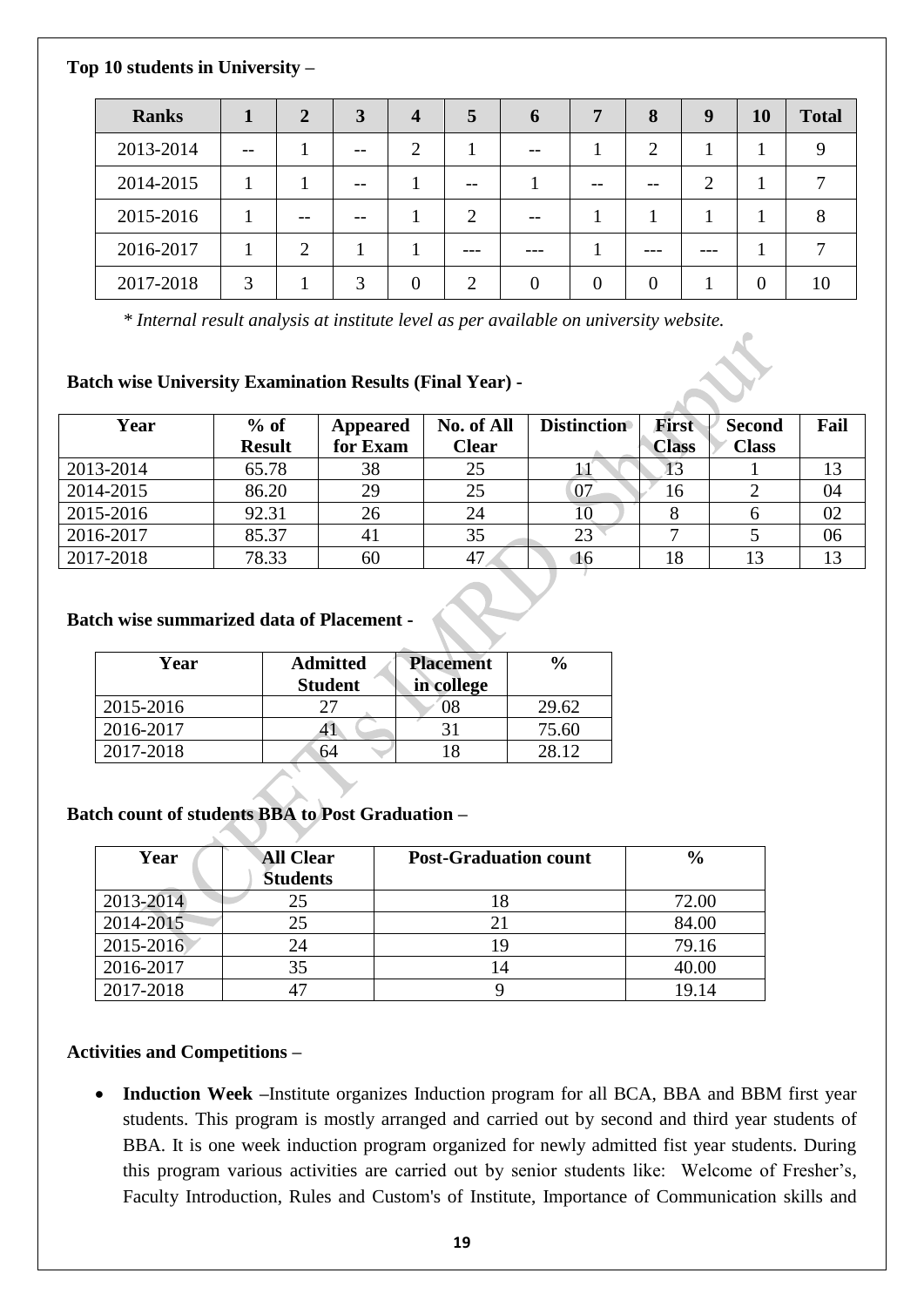**Top 10 students in University –**

| Ranks | 1 | 2 | 3 | 4 | 5 | 6 | 7 | 8 | 9 | 10 | Total |
|---|---|---|---|---|---|---|---|---|---|---|---|
| 2013-2014 | -- | 1 | -- | 2 | 1 | -- | 1 | 2 | 1 | 1 | 9 |
| 2014-2015 | 1 | 1 | -- | 1 | -- | 1 | -- | -- | 2 | 1 | 7 |
| 2015-2016 | 1 | -- | -- | 1 | 2 | -- | 1 | 1 | 1 | 1 | 8 |
| 2016-2017 | 1 | 2 | 1 | 1 | --- | --- | 1 | --- | --- | 1 | 7 |
| 2017-2018 | 3 | 1 | 3 | 0 | 2 | 0 | 0 | 0 | 1 | 0 | 10 |

*\* Internal result analysis at institute level as per available on university website.*

**Batch wise University Examination Results (Final Year) -**

| Year | % of Result | Appeared for Exam | No. of All Clear | Distinction | First Class | Second Class | Fail |
|---|---|---|---|---|---|---|---|
| 2013-2014 | 65.78 | 38 | 25 | 11 | 13 | 1 | 13 |
| 2014-2015 | 86.20 | 29 | 25 | 07 | 16 | 2 | 04 |
| 2015-2016 | 92.31 | 26 | 24 | 10 | 8 | 6 | 02 |
| 2016-2017 | 85.37 | 41 | 35 | 23 | 7 | 5 | 06 |
| 2017-2018 | 78.33 | 60 | 47 | 16 | 18 | 13 | 13 |

**Batch wise summarized data of Placement -**

| Year | Admitted Student | Placement in college | % |
|---|---|---|---|
| 2015-2016 | 27 | 08 | 29.62 |
| 2016-2017 | 41 | 31 | 75.60 |
| 2017-2018 | 64 | 18 | 28.12 |

**Batch count of students BBA to Post Graduation –**

| Year | All Clear Students | Post-Graduation count | % |
|---|---|---|---|
| 2013-2014 | 25 | 18 | 72.00 |
| 2014-2015 | 25 | 21 | 84.00 |
| 2015-2016 | 24 | 19 | 79.16 |
| 2016-2017 | 35 | 14 | 40.00 |
| 2017-2018 | 47 | 9 | 19.14 |

**Activities and Competitions –**

- **Induction Week –**Institute organizes Induction program for all BCA, BBA and BBM first year students. This program is mostly arranged and carried out by second and third year students of BBA. It is one week induction program organized for newly admitted fist year students. During this program various activities are carried out by senior students like: Welcome of Fresher's, Faculty Introduction, Rules and Custom's of Institute, Importance of Communication skills and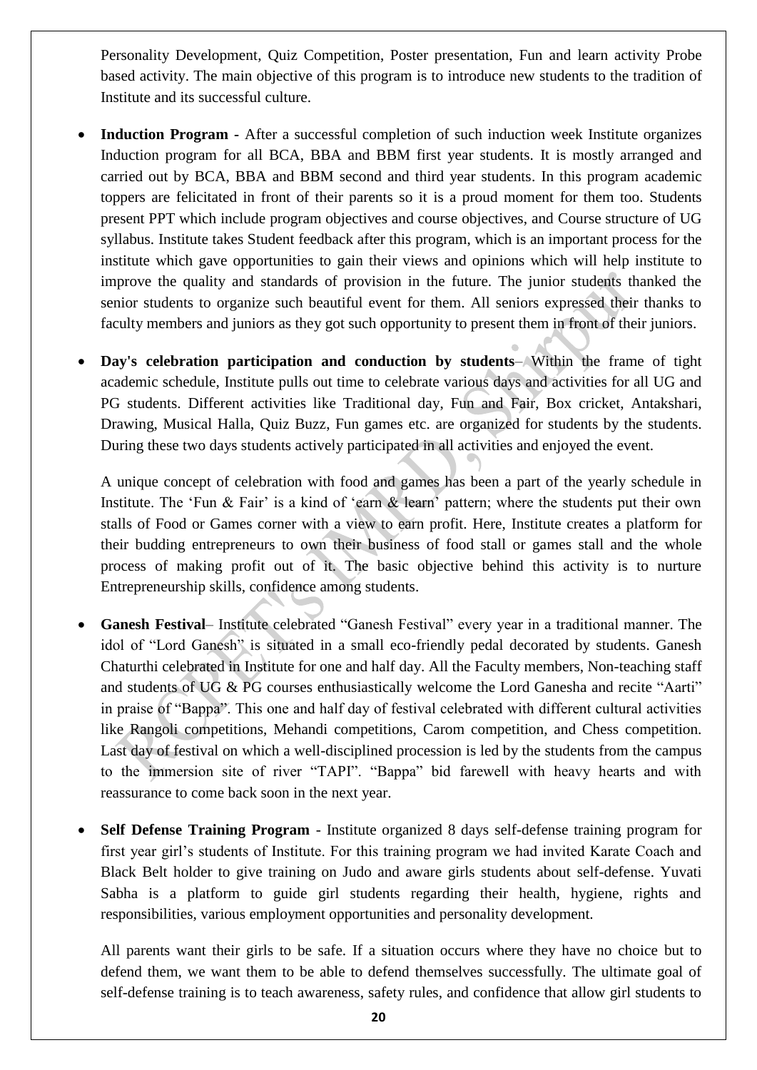Personality Development, Quiz Competition, Poster presentation, Fun and learn activity Probe based activity. The main objective of this program is to introduce new students to the tradition of Institute and its successful culture.

- **Induction Program -** After a successful completion of such induction week Institute organizes Induction program for all BCA, BBA and BBM first year students. It is mostly arranged and carried out by BCA, BBA and BBM second and third year students. In this program academic toppers are felicitated in front of their parents so it is a proud moment for them too. Students present PPT which include program objectives and course objectives, and Course structure of UG syllabus. Institute takes Student feedback after this program, which is an important process for the institute which gave opportunities to gain their views and opinions which will help institute to improve the quality and standards of provision in the future. The junior students thanked the senior students to organize such beautiful event for them. All seniors expressed their thanks to faculty members and juniors as they got such opportunity to present them in front of their juniors.

- **Day's celebration participation and conduction by students**– Within the frame of tight academic schedule, Institute pulls out time to celebrate various days and activities for all UG and PG students. Different activities like Traditional day, Fun and Fair, Box cricket, Antakshari, Drawing, Musical Halla, Quiz Buzz, Fun games etc. are organized for students by the students. During these two days students actively participated in all activities and enjoyed the event.

  A unique concept of celebration with food and games has been a part of the yearly schedule in Institute. The 'Fun & Fair' is a kind of 'earn & learn' pattern; where the students put their own stalls of Food or Games corner with a view to earn profit. Here, Institute creates a platform for their budding entrepreneurs to own their business of food stall or games stall and the whole process of making profit out of it. The basic objective behind this activity is to nurture Entrepreneurship skills, confidence among students.

- **Ganesh Festival**– Institute celebrated "Ganesh Festival" every year in a traditional manner. The idol of "Lord Ganesh" is situated in a small eco-friendly pedal decorated by students. Ganesh Chaturthi celebrated in Institute for one and half day. All the Faculty members, Non-teaching staff and students of UG & PG courses enthusiastically welcome the Lord Ganesha and recite "Aarti" in praise of "Bappa". This one and half day of festival celebrated with different cultural activities like Rangoli competitions, Mehandi competitions, Carom competition, and Chess competition. Last day of festival on which a well-disciplined procession is led by the students from the campus to the immersion site of river "TAPI". "Bappa" bid farewell with heavy hearts and with reassurance to come back soon in the next year.

- **Self Defense Training Program** - Institute organized 8 days self-defense training program for first year girl's students of Institute. For this training program we had invited Karate Coach and Black Belt holder to give training on Judo and aware girls students about self-defense. Yuvati Sabha is a platform to guide girl students regarding their health, hygiene, rights and responsibilities, various employment opportunities and personality development.

  All parents want their girls to be safe. If a situation occurs where they have no choice but to defend them, we want them to be able to defend themselves successfully. The ultimate goal of self-defense training is to teach awareness, safety rules, and confidence that allow girl students to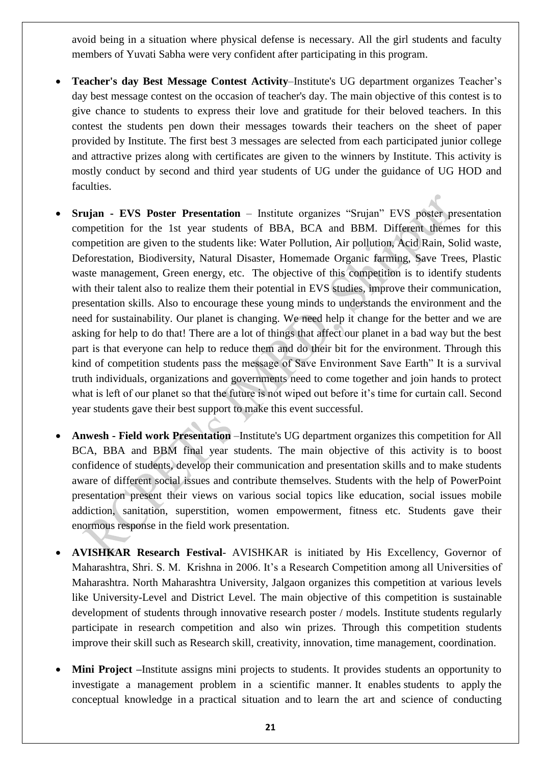avoid being in a situation where physical defense is necessary. All the girl students and faculty members of Yuvati Sabha were very confident after participating in this program.

- **Teacher's day Best Message Contest Activity**–Institute's UG department organizes Teacher's day best message contest on the occasion of teacher's day. The main objective of this contest is to give chance to students to express their love and gratitude for their beloved teachers. In this contest the students pen down their messages towards their teachers on the sheet of paper provided by Institute. The first best 3 messages are selected from each participated junior college and attractive prizes along with certificates are given to the winners by Institute. This activity is mostly conduct by second and third year students of UG under the guidance of UG HOD and faculties.
- **Srujan - EVS Poster Presentation** – Institute organizes "Srujan" EVS poster presentation competition for the 1st year students of BBA, BCA and BBM. Different themes for this competition are given to the students like: Water Pollution, Air pollution, Acid Rain, Solid waste, Deforestation, Biodiversity, Natural Disaster, Homemade Organic farming, Save Trees, Plastic waste management, Green energy, etc. The objective of this competition is to identify students with their talent also to realize them their potential in EVS studies, improve their communication, presentation skills. Also to encourage these young minds to understands the environment and the need for sustainability. Our planet is changing. We need help it change for the better and we are asking for help to do that! There are a lot of things that affect our planet in a bad way but the best part is that everyone can help to reduce them and do their bit for the environment. Through this kind of competition students pass the message of Save Environment Save Earth" It is a survival truth individuals, organizations and governments need to come together and join hands to protect what is left of our planet so that the future is not wiped out before it's time for curtain call. Second year students gave their best support to make this event successful.
- **Anwesh - Field work Presentation** –Institute's UG department organizes this competition for All BCA, BBA and BBM final year students. The main objective of this activity is to boost confidence of students, develop their communication and presentation skills and to make students aware of different social issues and contribute themselves. Students with the help of PowerPoint presentation present their views on various social topics like education, social issues mobile addiction, sanitation, superstition, women empowerment, fitness etc. Students gave their enormous response in the field work presentation.
- **AVISHKAR Research Festival**- AVISHKAR is initiated by His Excellency, Governor of Maharashtra, Shri. S. M. Krishna in 2006. It's a Research Competition among all Universities of Maharashtra. North Maharashtra University, Jalgaon organizes this competition at various levels like University-Level and District Level. The main objective of this competition is sustainable development of students through innovative research poster / models. Institute students regularly participate in research competition and also win prizes. Through this competition students improve their skill such as Research skill, creativity, innovation, time management, coordination.
- **Mini Project** –Institute assigns mini projects to students. It provides students an opportunity to investigate a management problem in a scientific manner. It enables students to apply the conceptual knowledge in a practical situation and to learn the art and science of conducting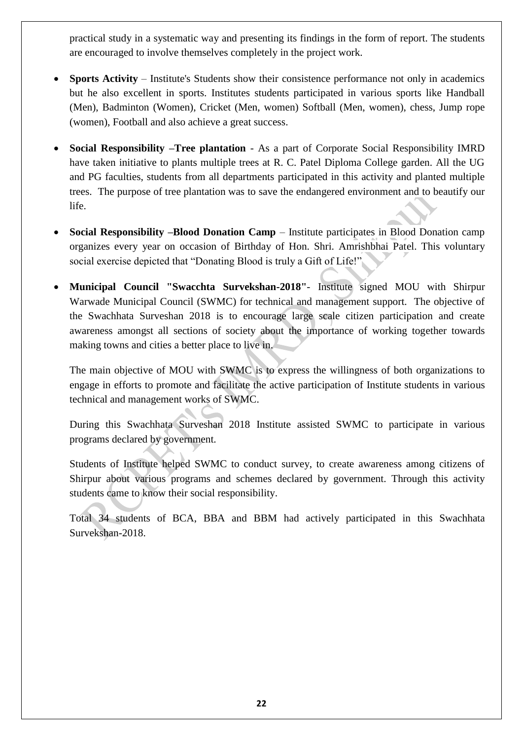practical study in a systematic way and presenting its findings in the form of report. The students are encouraged to involve themselves completely in the project work.

- **Sports Activity** – Institute's Students show their consistence performance not only in academics but he also excellent in sports. Institutes students participated in various sports like Handball (Men), Badminton (Women), Cricket (Men, women) Softball (Men, women), chess, Jump rope (women), Football and also achieve a great success.

- **Social Responsibility –Tree plantation** - As a part of Corporate Social Responsibility IMRD have taken initiative to plants multiple trees at R. C. Patel Diploma College garden. All the UG and PG faculties, students from all departments participated in this activity and planted multiple trees. The purpose of tree plantation was to save the endangered environment and to beautify our life.

- **Social Responsibility –Blood Donation Camp** – Institute participates in Blood Donation camp organizes every year on occasion of Birthday of Hon. Shri. Amrishbhai Patel. This voluntary social exercise depicted that "Donating Blood is truly a Gift of Life!"

- **Municipal Council "Swacchta Survekshan-2018"**- Institute signed MOU with Shirpur Warwade Municipal Council (SWMC) for technical and management support. The objective of the Swachhata Surveshan 2018 is to encourage large scale citizen participation and create awareness amongst all sections of society about the importance of working together towards making towns and cities a better place to live in.

  The main objective of MOU with SWMC is to express the willingness of both organizations to engage in efforts to promote and facilitate the active participation of Institute students in various technical and management works of SWMC.

  During this Swachhata Surveshan 2018 Institute assisted SWMC to participate in various programs declared by government.

  Students of Institute helped SWMC to conduct survey, to create awareness among citizens of Shirpur about various programs and schemes declared by government. Through this activity students came to know their social responsibility.

  Total 34 students of BCA, BBA and BBM had actively participated in this Swachhata Survekshan-2018.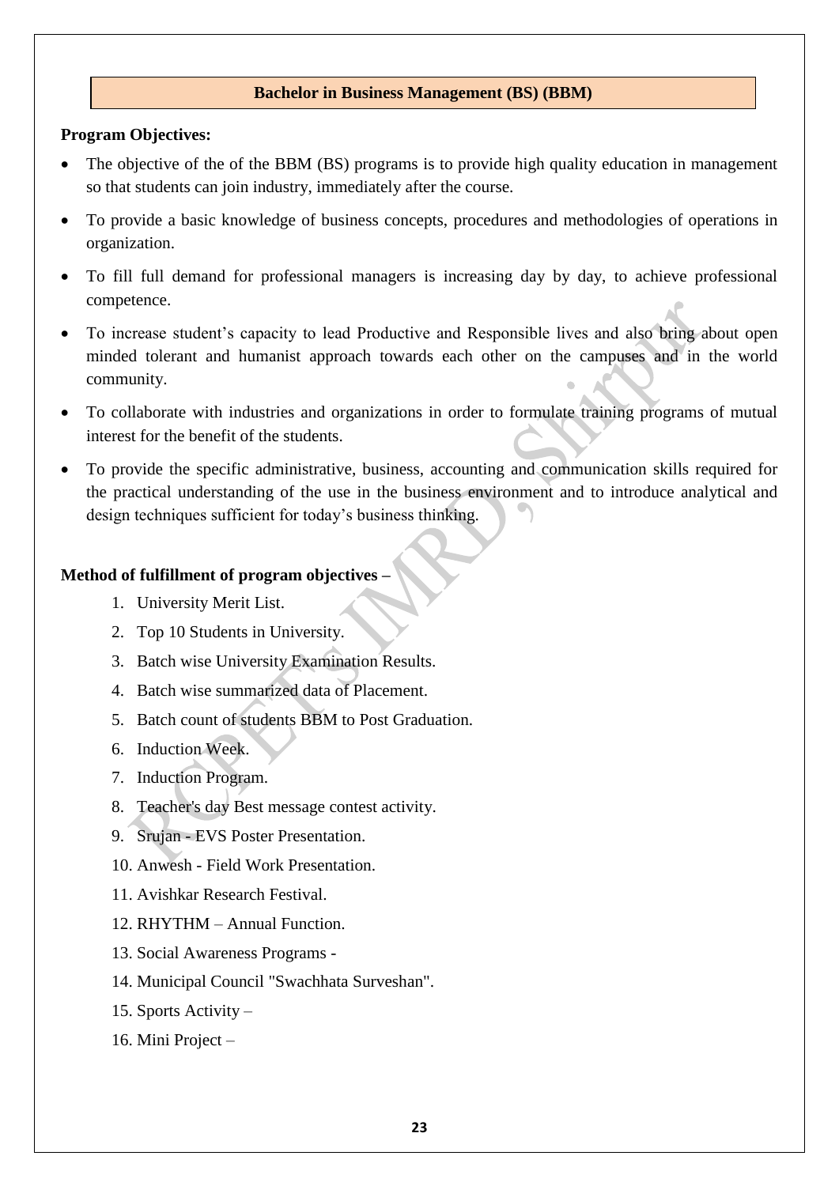## Bachelor in Business Management (BS) (BBM)

**Program Objectives:**

- The objective of the of the BBM (BS) programs is to provide high quality education in management so that students can join industry, immediately after the course.
- To provide a basic knowledge of business concepts, procedures and methodologies of operations in organization.
- To fill full demand for professional managers is increasing day by day, to achieve professional competence.
- To increase student's capacity to lead Productive and Responsible lives and also bring about open minded tolerant and humanist approach towards each other on the campuses and in the world community.
- To collaborate with industries and organizations in order to formulate training programs of mutual interest for the benefit of the students.
- To provide the specific administrative, business, accounting and communication skills required for the practical understanding of the use in the business environment and to introduce analytical and design techniques sufficient for today's business thinking.

**Method of fulfillment of program objectives –**

1. University Merit List.
2. Top 10 Students in University.
3. Batch wise University Examination Results.
4. Batch wise summarized data of Placement.
5. Batch count of students BBM to Post Graduation.
6. Induction Week.
7. Induction Program.
8. Teacher's day Best message contest activity.
9. Srujan - EVS Poster Presentation.
10. Anwesh - Field Work Presentation.
11. Avishkar Research Festival.
12. RHYTHM – Annual Function.
13. Social Awareness Programs -
14. Municipal Council "Swachhata Surveshan".
15. Sports Activity –
16. Mini Project –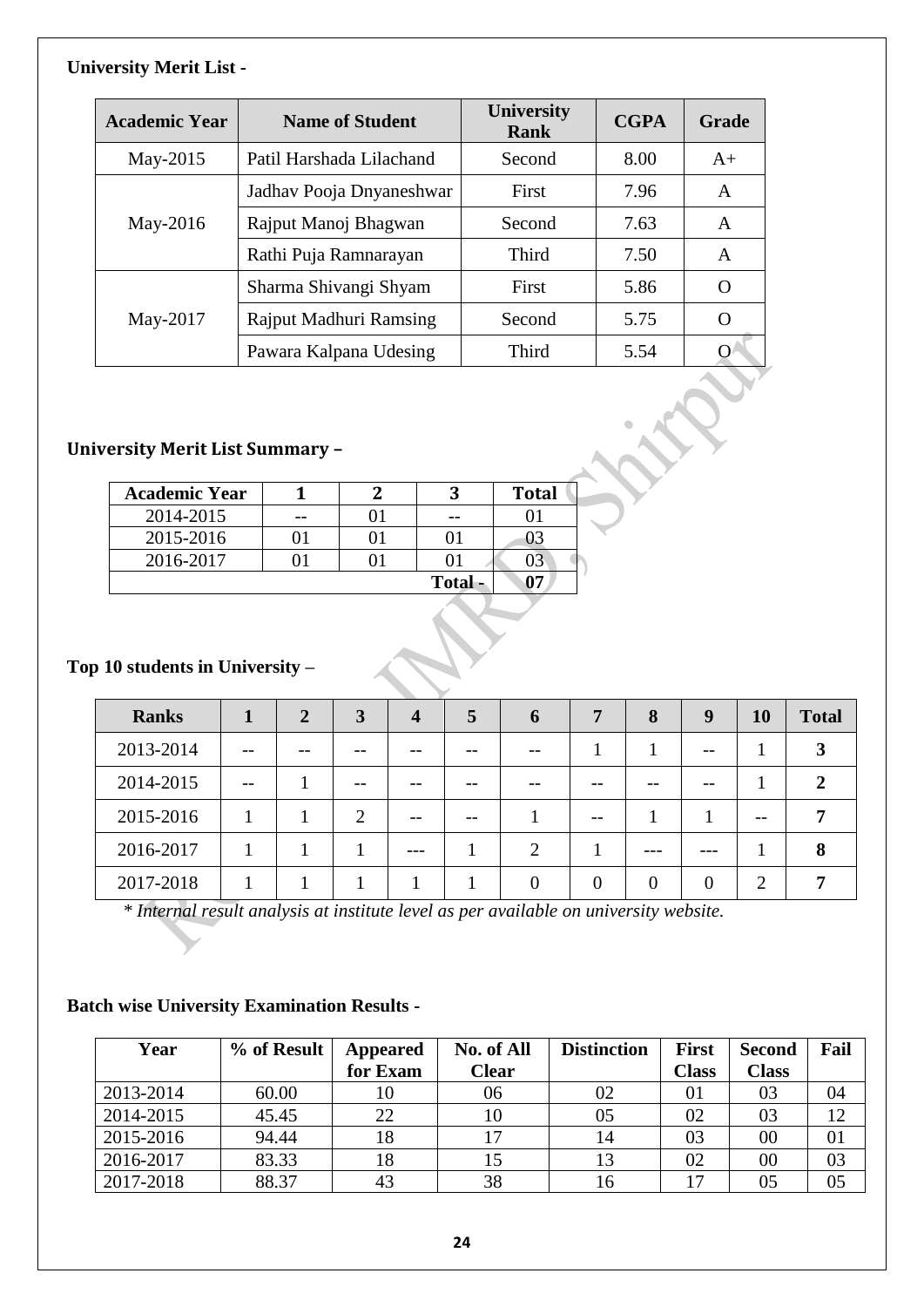**University Merit List -**

| Academic Year | Name of Student | University Rank | CGPA | Grade |
|---|---|---|---|---|
| May-2015 | Patil Harshada Lilachand | Second | 8.00 | A+ |
| May-2016 | Jadhav Pooja Dnyaneshwar | First | 7.96 | A |
| | Rajput Manoj Bhagwan | Second | 7.63 | A |
| | Rathi Puja Ramnarayan | Third | 7.50 | A |
| May-2017 | Sharma Shivangi Shyam | First | 5.86 | O |
| | Rajput Madhuri Ramsing | Second | 5.75 | O |
| | Pawara Kalpana Udesing | Third | 5.54 | O |

**University Merit List Summary –**

| Academic Year | 1 | 2 | 3 | Total |
|---|---|---|---|---|
| 2014-2015 | -- | 01 | -- | 01 |
| 2015-2016 | 01 | 01 | 01 | 03 |
| 2016-2017 | 01 | 01 | 01 | 03 |
| | | | **Total -** | **07** |

**Top 10 students in University –**

| Ranks | 1 | 2 | 3 | 4 | 5 | 6 | 7 | 8 | 9 | 10 | Total |
|---|---|---|---|---|---|---|---|---|---|---|---|
| 2013-2014 | -- | -- | -- | -- | -- | -- | 1 | 1 | -- | 1 | **3** |
| 2014-2015 | -- | 1 | -- | -- | -- | -- | -- | -- | -- | 1 | **2** |
| 2015-2016 | 1 | 1 | 2 | -- | -- | 1 | -- | 1 | 1 | -- | **7** |
| 2016-2017 | 1 | 1 | 1 | --- | 1 | 2 | 1 | --- | --- | 1 | **8** |
| 2017-2018 | 1 | 1 | 1 | 1 | 1 | 0 | 0 | 0 | 0 | 2 | **7** |

*\* Internal result analysis at institute level as per available on university website.*

**Batch wise University Examination Results -**

| Year | % of Result | Appeared for Exam | No. of All Clear | Distinction | First Class | Second Class | Fail |
|---|---|---|---|---|---|---|---|
| 2013-2014 | 60.00 | 10 | 06 | 02 | 01 | 03 | 04 |
| 2014-2015 | 45.45 | 22 | 10 | 05 | 02 | 03 | 12 |
| 2015-2016 | 94.44 | 18 | 17 | 14 | 03 | 00 | 01 |
| 2016-2017 | 83.33 | 18 | 15 | 13 | 02 | 00 | 03 |
| 2017-2018 | 88.37 | 43 | 38 | 16 | 17 | 05 | 05 |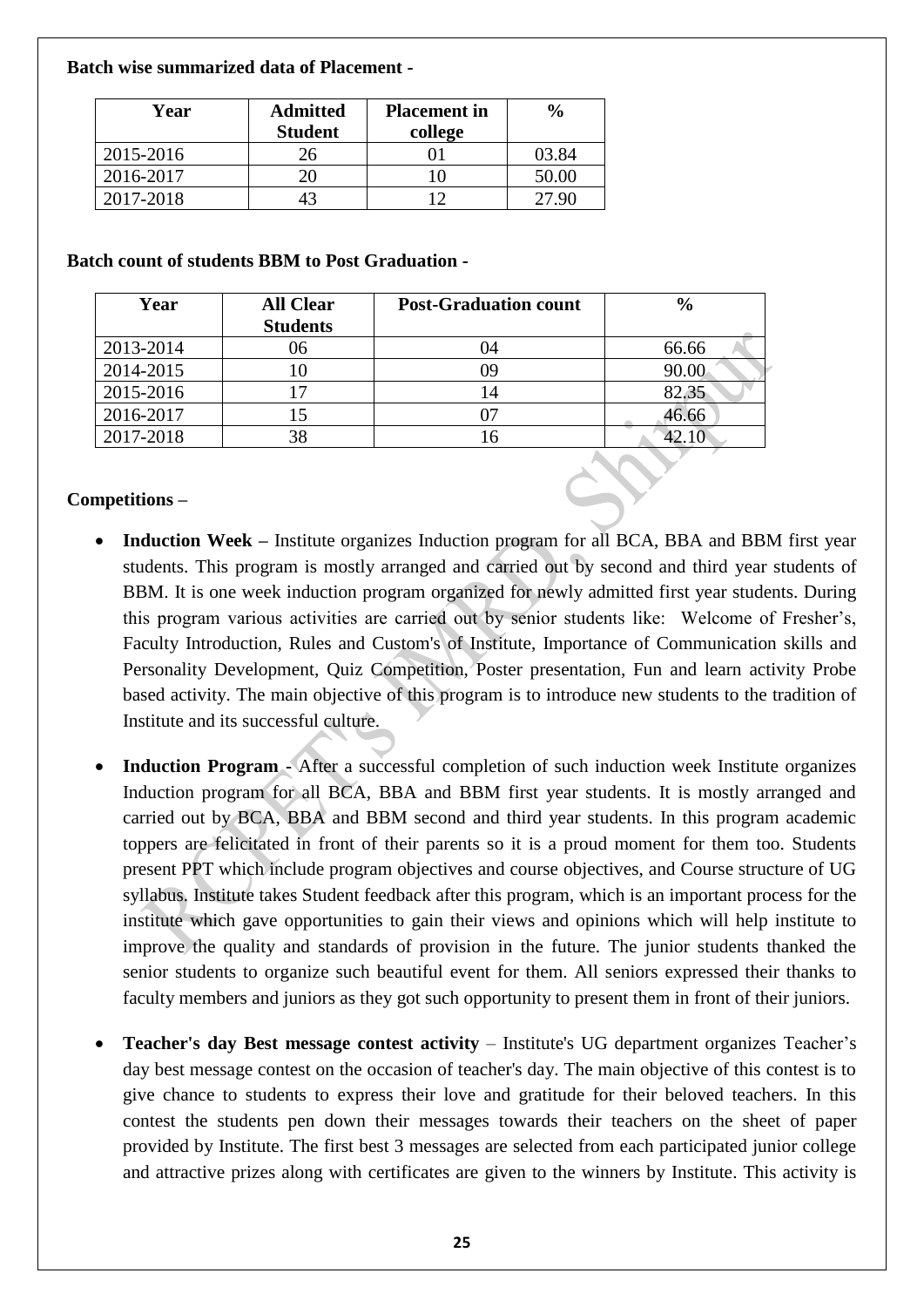**Batch wise summarized data of Placement -**

| Year | Admitted Student | Placement in college | % |
|---|---|---|---|
| 2015-2016 | 26 | 01 | 03.84 |
| 2016-2017 | 20 | 10 | 50.00 |
| 2017-2018 | 43 | 12 | 27.90 |

**Batch count of students BBM to Post Graduation -**

| Year | All Clear Students | Post-Graduation count | % |
|---|---|---|---|
| 2013-2014 | 06 | 04 | 66.66 |
| 2014-2015 | 10 | 09 | 90.00 |
| 2015-2016 | 17 | 14 | 82.35 |
| 2016-2017 | 15 | 07 | 46.66 |
| 2017-2018 | 38 | 16 | 42.10 |

**Competitions –**

- **Induction Week –** Institute organizes Induction program for all BCA, BBA and BBM first year students. This program is mostly arranged and carried out by second and third year students of BBM. It is one week induction program organized for newly admitted first year students. During this program various activities are carried out by senior students like: Welcome of Fresher's, Faculty Introduction, Rules and Custom's of Institute, Importance of Communication skills and Personality Development, Quiz Competition, Poster presentation, Fun and learn activity Probe based activity. The main objective of this program is to introduce new students to the tradition of Institute and its successful culture.

- **Induction Program -** After a successful completion of such induction week Institute organizes Induction program for all BCA, BBA and BBM first year students. It is mostly arranged and carried out by BCA, BBA and BBM second and third year students. In this program academic toppers are felicitated in front of their parents so it is a proud moment for them too. Students present PPT which include program objectives and course objectives, and Course structure of UG syllabus. Institute takes Student feedback after this program, which is an important process for the institute which gave opportunities to gain their views and opinions which will help institute to improve the quality and standards of provision in the future. The junior students thanked the senior students to organize such beautiful event for them. All seniors expressed their thanks to faculty members and juniors as they got such opportunity to present them in front of their juniors.

- **Teacher's day Best message contest activity** – Institute's UG department organizes Teacher's day best message contest on the occasion of teacher's day. The main objective of this contest is to give chance to students to express their love and gratitude for their beloved teachers. In this contest the students pen down their messages towards their teachers on the sheet of paper provided by Institute. The first best 3 messages are selected from each participated junior college and attractive prizes along with certificates are given to the winners by Institute. This activity is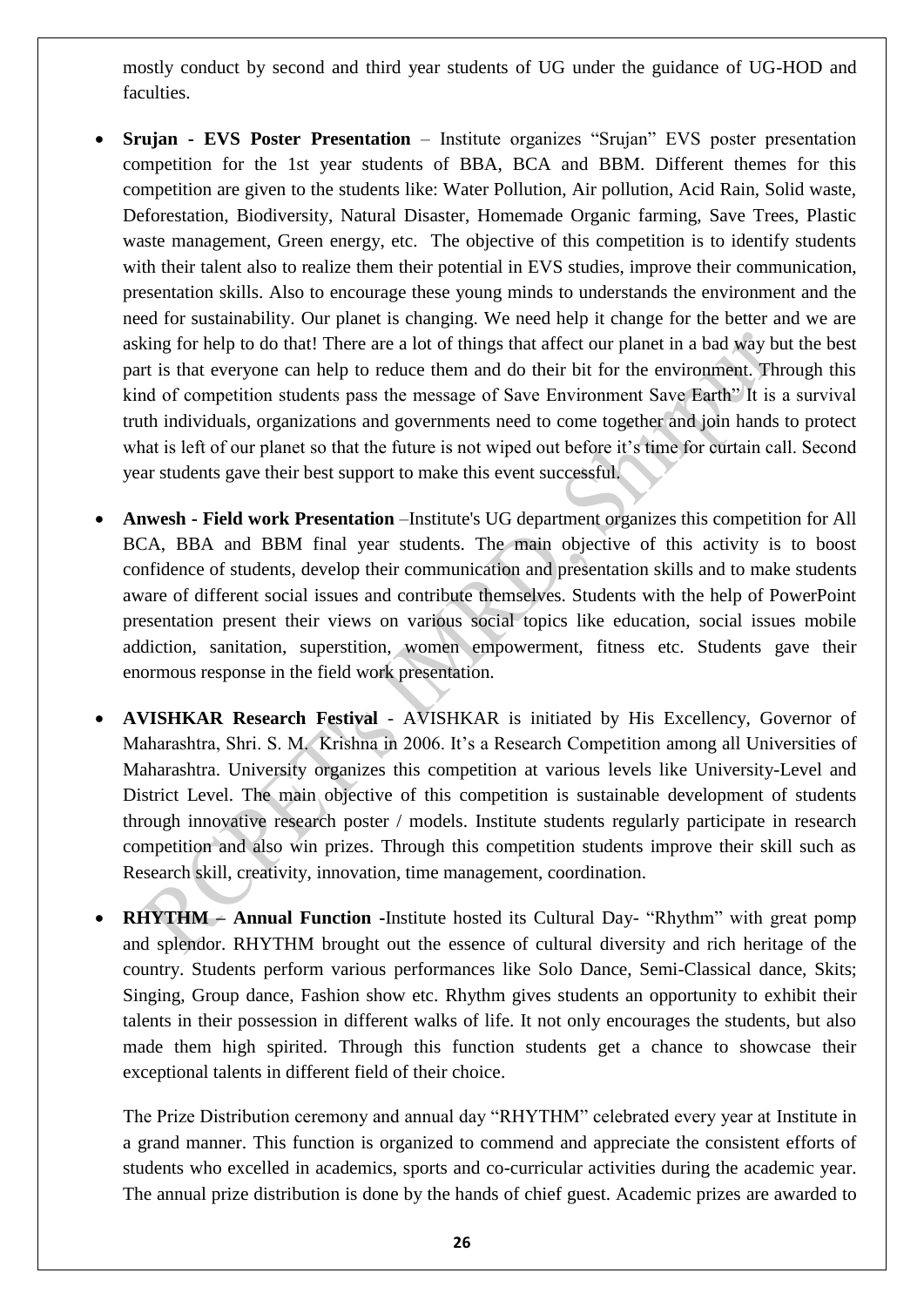mostly conduct by second and third year students of UG under the guidance of UG-HOD and faculties.

- **Srujan - EVS Poster Presentation** – Institute organizes "Srujan" EVS poster presentation competition for the 1st year students of BBA, BCA and BBM. Different themes for this competition are given to the students like: Water Pollution, Air pollution, Acid Rain, Solid waste, Deforestation, Biodiversity, Natural Disaster, Homemade Organic farming, Save Trees, Plastic waste management, Green energy, etc. The objective of this competition is to identify students with their talent also to realize them their potential in EVS studies, improve their communication, presentation skills. Also to encourage these young minds to understands the environment and the need for sustainability. Our planet is changing. We need help it change for the better and we are asking for help to do that! There are a lot of things that affect our planet in a bad way but the best part is that everyone can help to reduce them and do their bit for the environment. Through this kind of competition students pass the message of Save Environment Save Earth" It is a survival truth individuals, organizations and governments need to come together and join hands to protect what is left of our planet so that the future is not wiped out before it's time for curtain call. Second year students gave their best support to make this event successful.

- **Anwesh - Field work Presentation** –Institute's UG department organizes this competition for All BCA, BBA and BBM final year students. The main objective of this activity is to boost confidence of students, develop their communication and presentation skills and to make students aware of different social issues and contribute themselves. Students with the help of PowerPoint presentation present their views on various social topics like education, social issues mobile addiction, sanitation, superstition, women empowerment, fitness etc. Students gave their enormous response in the field work presentation.

- **AVISHKAR Research Festival** - AVISHKAR is initiated by His Excellency, Governor of Maharashtra, Shri. S. M. Krishna in 2006. It's a Research Competition among all Universities of Maharashtra. University organizes this competition at various levels like University-Level and District Level. The main objective of this competition is sustainable development of students through innovative research poster / models. Institute students regularly participate in research competition and also win prizes. Through this competition students improve their skill such as Research skill, creativity, innovation, time management, coordination.

- **RHYTHM – Annual Function -**Institute hosted its Cultural Day- "Rhythm" with great pomp and splendor. RHYTHM brought out the essence of cultural diversity and rich heritage of the country. Students perform various performances like Solo Dance, Semi-Classical dance, Skits; Singing, Group dance, Fashion show etc. Rhythm gives students an opportunity to exhibit their talents in their possession in different walks of life. It not only encourages the students, but also made them high spirited. Through this function students get a chance to showcase their exceptional talents in different field of their choice.

  The Prize Distribution ceremony and annual day "RHYTHM" celebrated every year at Institute in a grand manner. This function is organized to commend and appreciate the consistent efforts of students who excelled in academics, sports and co-curricular activities during the academic year. The annual prize distribution is done by the hands of chief guest. Academic prizes are awarded to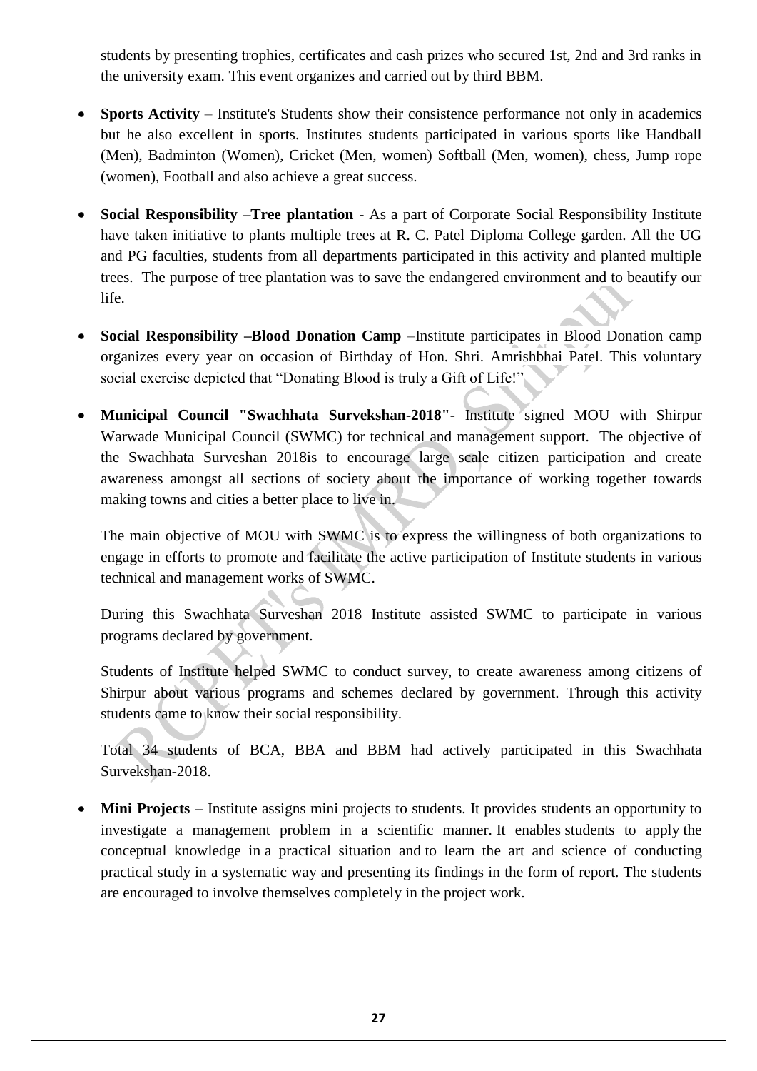students by presenting trophies, certificates and cash prizes who secured 1st, 2nd and 3rd ranks in the university exam. This event organizes and carried out by third BBM.

- **Sports Activity** – Institute's Students show their consistence performance not only in academics but he also excellent in sports. Institutes students participated in various sports like Handball (Men), Badminton (Women), Cricket (Men, women) Softball (Men, women), chess, Jump rope (women), Football and also achieve a great success.

- **Social Responsibility –Tree plantation** - As a part of Corporate Social Responsibility Institute have taken initiative to plants multiple trees at R. C. Patel Diploma College garden. All the UG and PG faculties, students from all departments participated in this activity and planted multiple trees. The purpose of tree plantation was to save the endangered environment and to beautify our life.

- **Social Responsibility –Blood Donation Camp** –Institute participates in Blood Donation camp organizes every year on occasion of Birthday of Hon. Shri. Amrishbhai Patel. This voluntary social exercise depicted that "Donating Blood is truly a Gift of Life!"

- **Municipal Council "Swachhata Survekshan-2018"**- Institute signed MOU with Shirpur Warwade Municipal Council (SWMC) for technical and management support. The objective of the Swachhata Surveshan 2018is to encourage large scale citizen participation and create awareness amongst all sections of society about the importance of working together towards making towns and cities a better place to live in.

  The main objective of MOU with SWMC is to express the willingness of both organizations to engage in efforts to promote and facilitate the active participation of Institute students in various technical and management works of SWMC.

  During this Swachhata Surveshan 2018 Institute assisted SWMC to participate in various programs declared by government.

  Students of Institute helped SWMC to conduct survey, to create awareness among citizens of Shirpur about various programs and schemes declared by government. Through this activity students came to know their social responsibility.

  Total 34 students of BCA, BBA and BBM had actively participated in this Swachhata Survekshan-2018.

- **Mini Projects –** Institute assigns mini projects to students. It provides students an opportunity to investigate a management problem in a scientific manner. It enables students to apply the conceptual knowledge in a practical situation and to learn the art and science of conducting practical study in a systematic way and presenting its findings in the form of report. The students are encouraged to involve themselves completely in the project work.